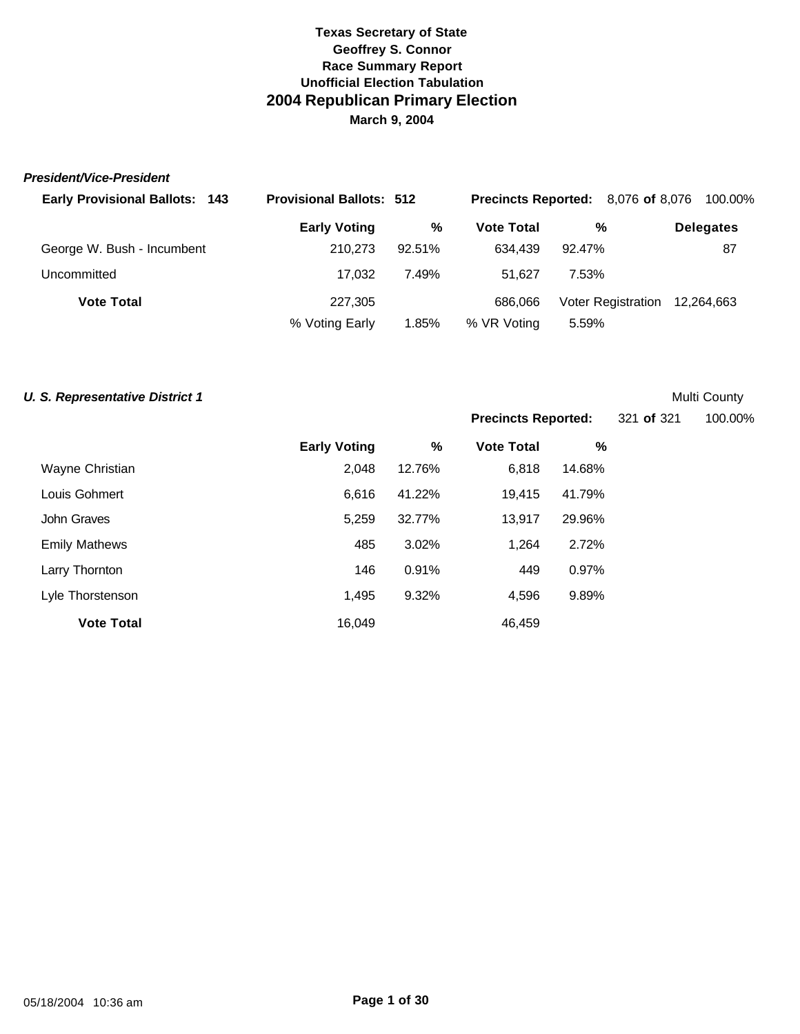**Texas Secretary of State**
**Geoffrey S. Connor**
**Race Summary Report**
**Unofficial Election Tabulation**

# 2004 Republican Primary Election

**March 9, 2004**

***President/Vice-President***

**Early Provisional Ballots: 143** | **Provisional Ballots: 512** | **Precincts Reported:** 8,076 **of** 8,076 100.00%

| | Early Voting | % | Vote Total | % | Delegates |
|---|---|---|---|---|---|
| George W. Bush - Incumbent | 210,273 | 92.51% | 634,439 | 92.47% | 87 |
| Uncommitted | 17,032 | 7.49% | 51,627 | 7.53% | |
| **Vote Total** | 227,305 | | 686,066 | Voter Registration | 12,264,663 |
| | % Voting Early | 1.85% | % VR Voting | 5.59% | |

***U. S. Representative District 1*** — Multi County

**Precincts Reported:** 321 **of** 321 100.00%

| | Early Voting | % | Vote Total | % |
|---|---|---|---|---|
| Wayne Christian | 2,048 | 12.76% | 6,818 | 14.68% |
| Louis Gohmert | 6,616 | 41.22% | 19,415 | 41.79% |
| John Graves | 5,259 | 32.77% | 13,917 | 29.96% |
| Emily Mathews | 485 | 3.02% | 1,264 | 2.72% |
| Larry Thornton | 146 | 0.91% | 449 | 0.97% |
| Lyle Thorstenson | 1,495 | 9.32% | 4,596 | 9.89% |
| **Vote Total** | 16,049 | | 46,459 | |

05/18/2004 10:36 am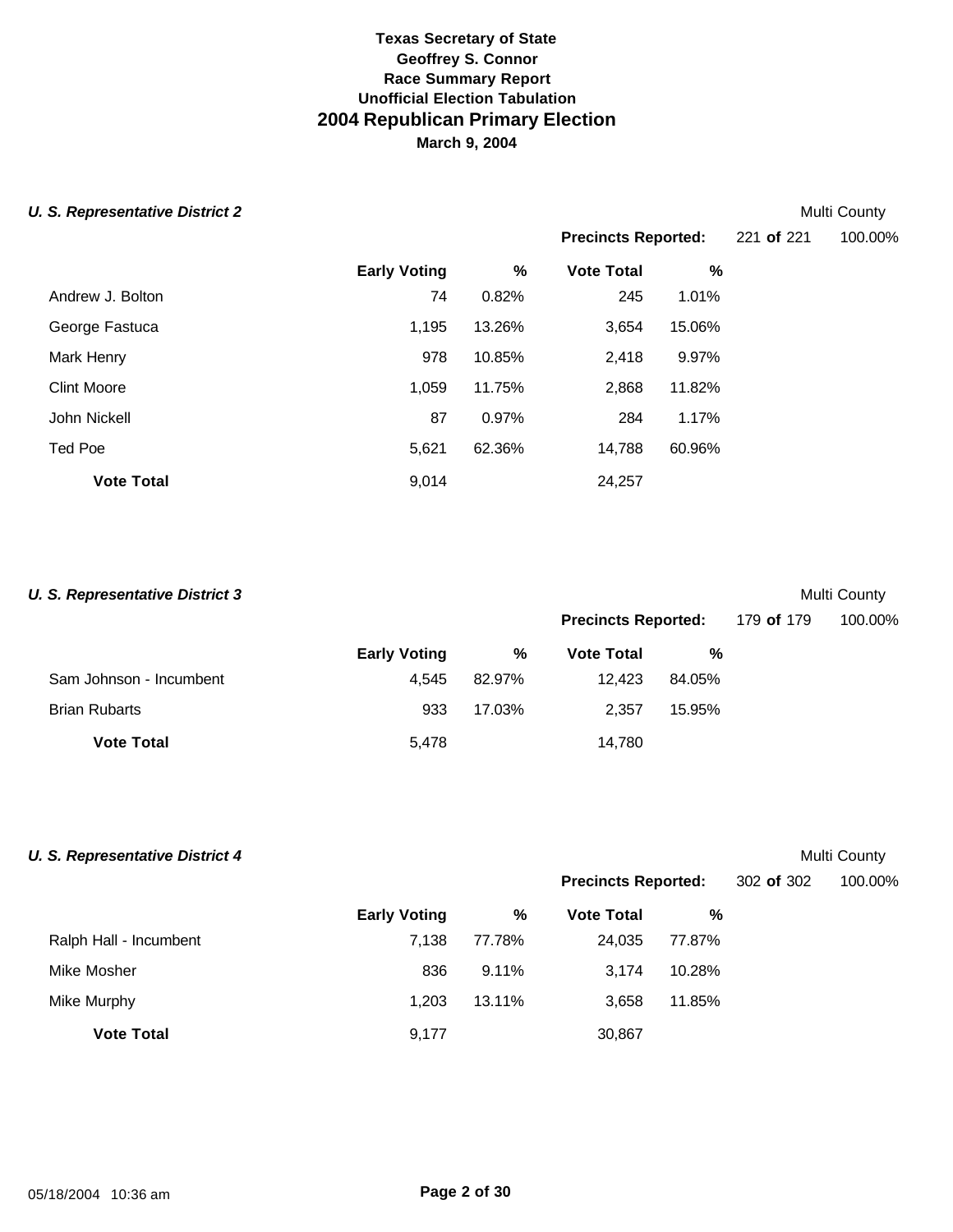# Texas Secretary of State
## Geoffrey S. Connor
## Race Summary Report
## Unofficial Election Tabulation
# 2004 Republican Primary Election
### March 9, 2004

***U. S. Representative District 2*** — Multi County

**Precincts Reported:** 221 **of** 221 — 100.00%

| | Early Voting | % | Vote Total | % |
|---|---|---|---|---|
| Andrew J. Bolton | 74 | 0.82% | 245 | 1.01% |
| George Fastuca | 1,195 | 13.26% | 3,654 | 15.06% |
| Mark Henry | 978 | 10.85% | 2,418 | 9.97% |
| Clint Moore | 1,059 | 11.75% | 2,868 | 11.82% |
| John Nickell | 87 | 0.97% | 284 | 1.17% |
| Ted Poe | 5,621 | 62.36% | 14,788 | 60.96% |
| **Vote Total** | 9,014 | | 24,257 | |

***U. S. Representative District 3*** — Multi County

**Precincts Reported:** 179 **of** 179 — 100.00%

| | Early Voting | % | Vote Total | % |
|---|---|---|---|---|
| Sam Johnson - Incumbent | 4,545 | 82.97% | 12,423 | 84.05% |
| Brian Rubarts | 933 | 17.03% | 2,357 | 15.95% |
| **Vote Total** | 5,478 | | 14,780 | |

***U. S. Representative District 4*** — Multi County

**Precincts Reported:** 302 **of** 302 — 100.00%

| | Early Voting | % | Vote Total | % |
|---|---|---|---|---|
| Ralph Hall - Incumbent | 7,138 | 77.78% | 24,035 | 77.87% |
| Mike Mosher | 836 | 9.11% | 3,174 | 10.28% |
| Mike Murphy | 1,203 | 13.11% | 3,658 | 11.85% |
| **Vote Total** | 9,177 | | 30,867 | |

05/18/2004 10:36 am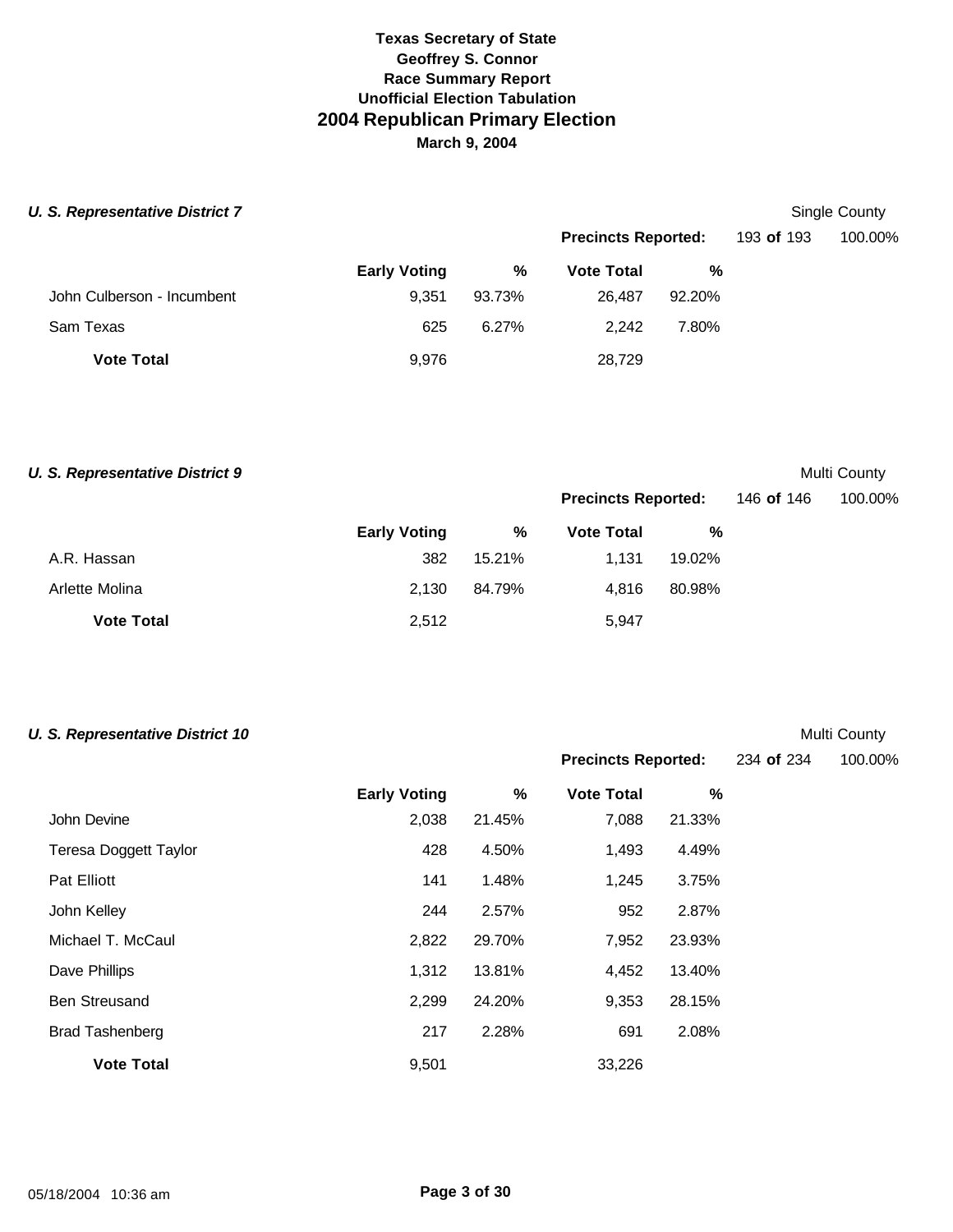**Texas Secretary of State**
**Geoffrey S. Connor**
**Race Summary Report**
**Unofficial Election Tabulation**

## 2004 Republican Primary Election

**March 9, 2004**

### *U. S. Representative District 7*

Single County

**Precincts Reported:** 193 **of** 193 100.00%

| | Early Voting | % | Vote Total | % |
|---|---|---|---|---|
| John Culberson - Incumbent | 9,351 | 93.73% | 26,487 | 92.20% |
| Sam Texas | 625 | 6.27% | 2,242 | 7.80% |
| **Vote Total** | 9,976 | | 28,729 | |

### *U. S. Representative District 9*

Multi County

**Precincts Reported:** 146 **of** 146 100.00%

| | Early Voting | % | Vote Total | % |
|---|---|---|---|---|
| A.R. Hassan | 382 | 15.21% | 1,131 | 19.02% |
| Arlette Molina | 2,130 | 84.79% | 4,816 | 80.98% |
| **Vote Total** | 2,512 | | 5,947 | |

### *U. S. Representative District 10*

Multi County

**Precincts Reported:** 234 **of** 234 100.00%

| | Early Voting | % | Vote Total | % |
|---|---|---|---|---|
| John Devine | 2,038 | 21.45% | 7,088 | 21.33% |
| Teresa Doggett Taylor | 428 | 4.50% | 1,493 | 4.49% |
| Pat Elliott | 141 | 1.48% | 1,245 | 3.75% |
| John Kelley | 244 | 2.57% | 952 | 2.87% |
| Michael T. McCaul | 2,822 | 29.70% | 7,952 | 23.93% |
| Dave Phillips | 1,312 | 13.81% | 4,452 | 13.40% |
| Ben Streusand | 2,299 | 24.20% | 9,353 | 28.15% |
| Brad Tashenberg | 217 | 2.28% | 691 | 2.08% |
| **Vote Total** | 9,501 | | 33,226 | |

05/18/2004 10:36 am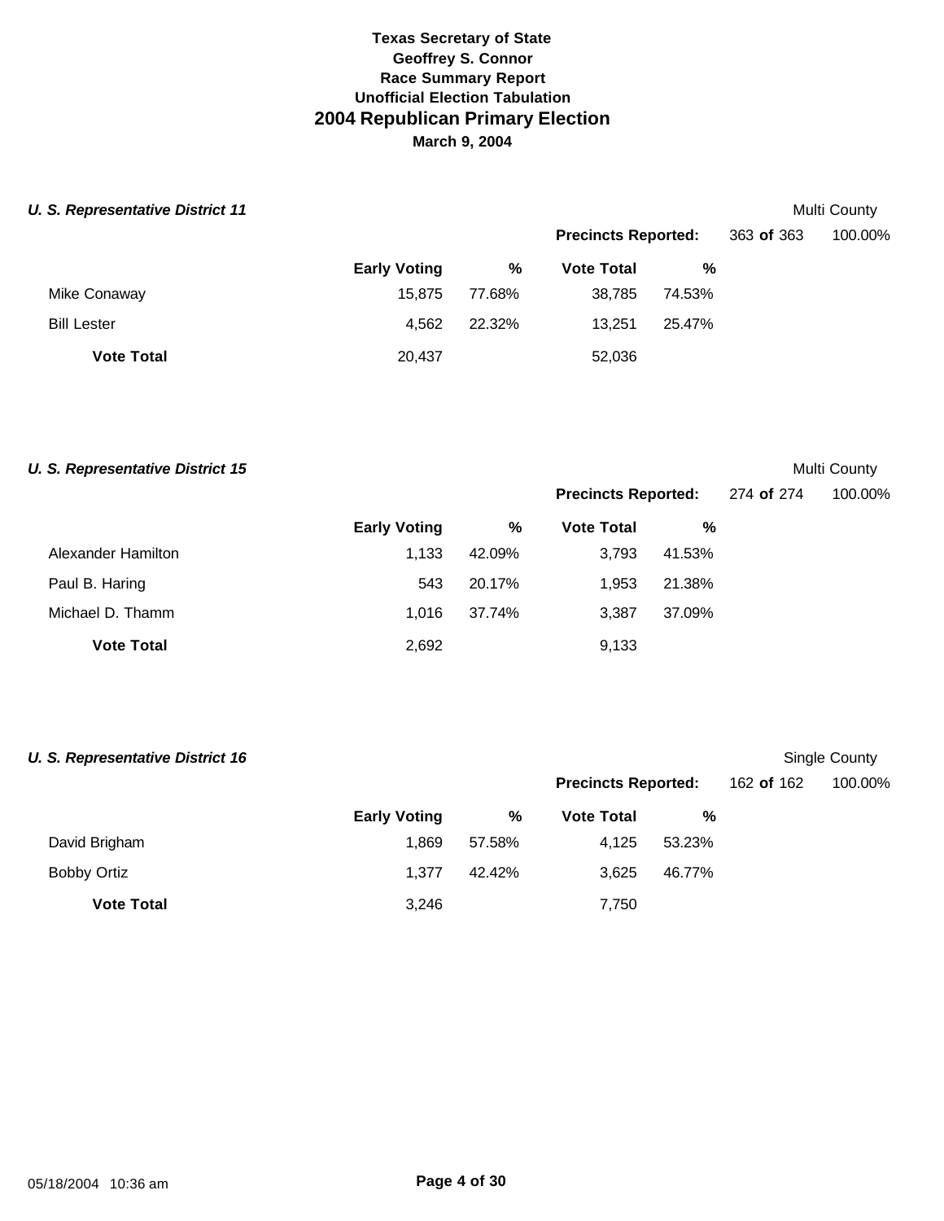**Texas Secretary of State**
**Geoffrey S. Connor**
**Race Summary Report**
**Unofficial Election Tabulation**

# 2004 Republican Primary Election

**March 9, 2004**

### *U. S. Representative District 11*

Multi County

**Precincts Reported:** 363 **of** 363 100.00%

| | Early Voting | % | Vote Total | % |
|---|---|---|---|---|
| Mike Conaway | 15,875 | 77.68% | 38,785 | 74.53% |
| Bill Lester | 4,562 | 22.32% | 13,251 | 25.47% |
| **Vote Total** | 20,437 | | 52,036 | |

### *U. S. Representative District 15*

Multi County

**Precincts Reported:** 274 **of** 274 100.00%

| | Early Voting | % | Vote Total | % |
|---|---|---|---|---|
| Alexander Hamilton | 1,133 | 42.09% | 3,793 | 41.53% |
| Paul B. Haring | 543 | 20.17% | 1,953 | 21.38% |
| Michael D. Thamm | 1,016 | 37.74% | 3,387 | 37.09% |
| **Vote Total** | 2,692 | | 9,133 | |

### *U. S. Representative District 16*

Single County

**Precincts Reported:** 162 **of** 162 100.00%

| | Early Voting | % | Vote Total | % |
|---|---|---|---|---|
| David Brigham | 1,869 | 57.58% | 4,125 | 53.23% |
| Bobby Ortiz | 1,377 | 42.42% | 3,625 | 46.77% |
| **Vote Total** | 3,246 | | 7,750 | |

05/18/2004 10:36 am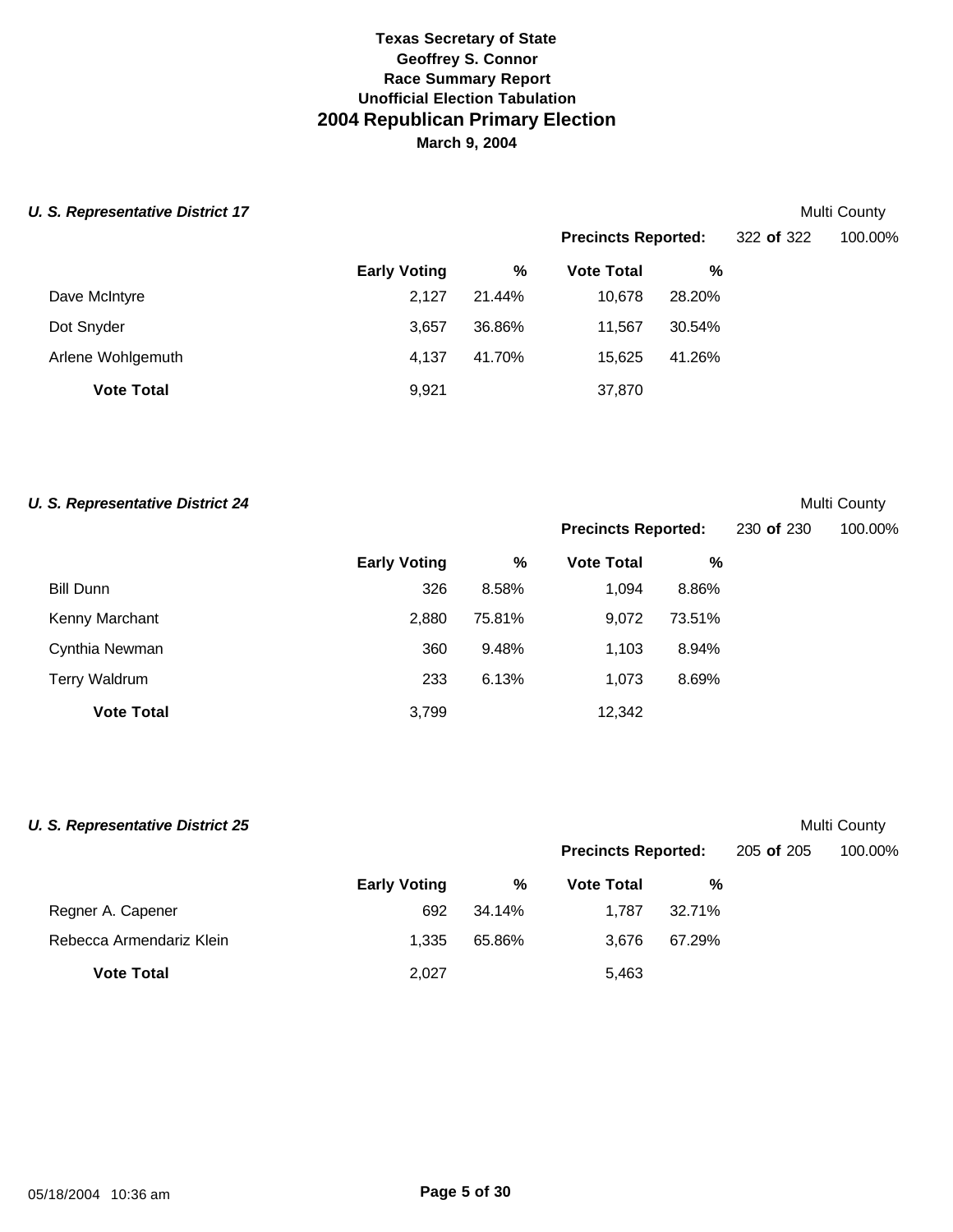**Texas Secretary of State**
**Geoffrey S. Connor**
**Race Summary Report**
**Unofficial Election Tabulation**

# 2004 Republican Primary Election

**March 9, 2004**

### *U. S. Representative District 17*

Multi County

**Precincts Reported:** 322 **of** 322 100.00%

| | Early Voting | % | Vote Total | % |
|---|---|---|---|---|
| Dave McIntyre | 2,127 | 21.44% | 10,678 | 28.20% |
| Dot Snyder | 3,657 | 36.86% | 11,567 | 30.54% |
| Arlene Wohlgemuth | 4,137 | 41.70% | 15,625 | 41.26% |
| **Vote Total** | 9,921 | | 37,870 | |

### *U. S. Representative District 24*

Multi County

**Precincts Reported:** 230 **of** 230 100.00%

| | Early Voting | % | Vote Total | % |
|---|---|---|---|---|
| Bill Dunn | 326 | 8.58% | 1,094 | 8.86% |
| Kenny Marchant | 2,880 | 75.81% | 9,072 | 73.51% |
| Cynthia Newman | 360 | 9.48% | 1,103 | 8.94% |
| Terry Waldrum | 233 | 6.13% | 1,073 | 8.69% |
| **Vote Total** | 3,799 | | 12,342 | |

### *U. S. Representative District 25*

Multi County

**Precincts Reported:** 205 **of** 205 100.00%

| | Early Voting | % | Vote Total | % |
|---|---|---|---|---|
| Regner A. Capener | 692 | 34.14% | 1,787 | 32.71% |
| Rebecca Armendariz Klein | 1,335 | 65.86% | 3,676 | 67.29% |
| **Vote Total** | 2,027 | | 5,463 | |

05/18/2004 10:36 am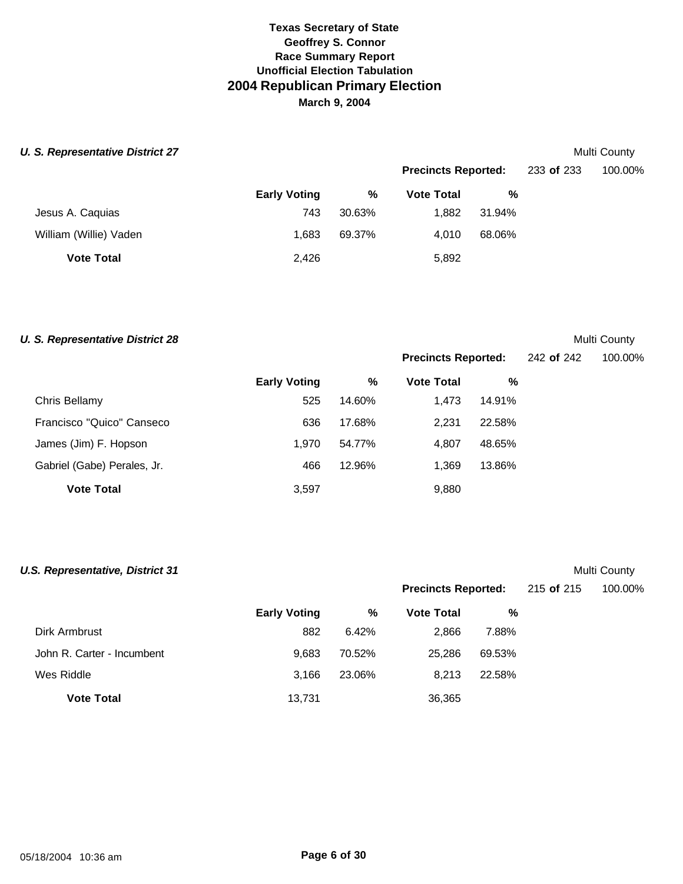**Texas Secretary of State**
**Geoffrey S. Connor**
**Race Summary Report**
**Unofficial Election Tabulation**

# 2004 Republican Primary Election

**March 9, 2004**

### *U. S. Representative District 27*

Multi County

**Precincts Reported:** 233 **of** 233 100.00%

| | Early Voting | % | Vote Total | % |
|---|---|---|---|---|
| Jesus A. Caquias | 743 | 30.63% | 1,882 | 31.94% |
| William (Willie) Vaden | 1,683 | 69.37% | 4,010 | 68.06% |
| **Vote Total** | 2,426 | | 5,892 | |

### *U. S. Representative District 28*

Multi County

**Precincts Reported:** 242 **of** 242 100.00%

| | Early Voting | % | Vote Total | % |
|---|---|---|---|---|
| Chris Bellamy | 525 | 14.60% | 1,473 | 14.91% |
| Francisco "Quico" Canseco | 636 | 17.68% | 2,231 | 22.58% |
| James (Jim) F. Hopson | 1,970 | 54.77% | 4,807 | 48.65% |
| Gabriel (Gabe) Perales, Jr. | 466 | 12.96% | 1,369 | 13.86% |
| **Vote Total** | 3,597 | | 9,880 | |

### *U.S. Representative, District 31*

Multi County

**Precincts Reported:** 215 **of** 215 100.00%

| | Early Voting | % | Vote Total | % |
|---|---|---|---|---|
| Dirk Armbrust | 882 | 6.42% | 2,866 | 7.88% |
| John R. Carter - Incumbent | 9,683 | 70.52% | 25,286 | 69.53% |
| Wes Riddle | 3,166 | 23.06% | 8,213 | 22.58% |
| **Vote Total** | 13,731 | | 36,365 | |

05/18/2004 10:36 am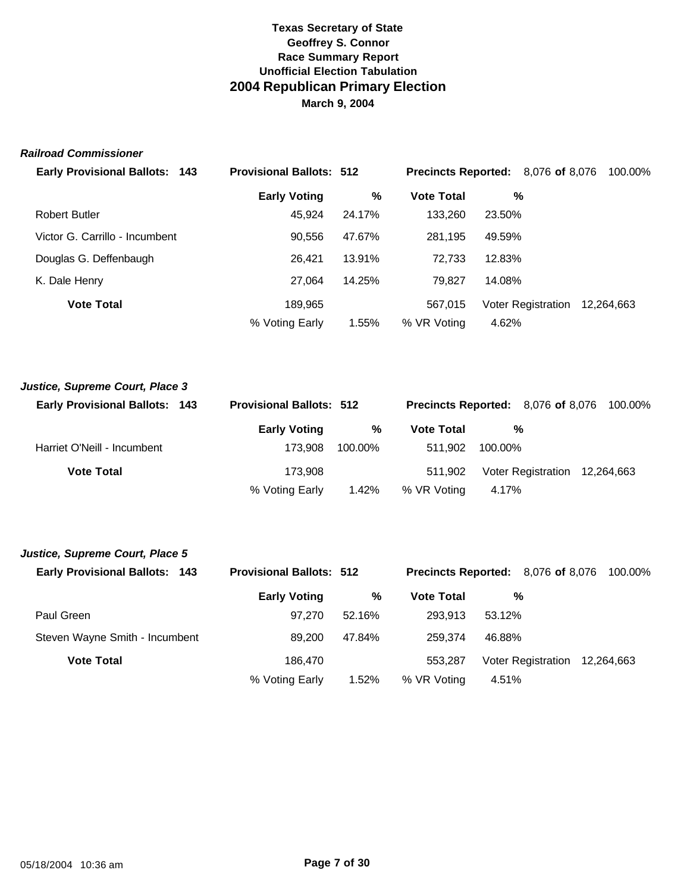**Texas Secretary of State**
**Geoffrey S. Connor**
**Race Summary Report**
**Unofficial Election Tabulation**

# 2004 Republican Primary Election

**March 9, 2004**

### *Railroad Commissioner*

**Early Provisional Ballots: 143** | **Provisional Ballots: 512** | **Precincts Reported:** 8,076 **of** 8,076 100.00%

| | Early Voting | % | Vote Total | % | |
|---|---|---|---|---|---|
| Robert Butler | 45,924 | 24.17% | 133,260 | 23.50% | |
| Victor G. Carrillo - Incumbent | 90,556 | 47.67% | 281,195 | 49.59% | |
| Douglas G. Deffenbaugh | 26,421 | 13.91% | 72,733 | 12.83% | |
| K. Dale Henry | 27,064 | 14.25% | 79,827 | 14.08% | |
| **Vote Total** | 189,965 | | 567,015 | Voter Registration | 12,264,663 |
| | % Voting Early | 1.55% | % VR Voting | 4.62% | |

### *Justice, Supreme Court, Place 3*

**Early Provisional Ballots: 143** | **Provisional Ballots: 512** | **Precincts Reported:** 8,076 **of** 8,076 100.00%

| | Early Voting | % | Vote Total | % | |
|---|---|---|---|---|---|
| Harriet O'Neill - Incumbent | 173,908 | 100.00% | 511,902 | 100.00% | |
| **Vote Total** | 173,908 | | 511,902 | Voter Registration | 12,264,663 |
| | % Voting Early | 1.42% | % VR Voting | 4.17% | |

### *Justice, Supreme Court, Place 5*

**Early Provisional Ballots: 143** | **Provisional Ballots: 512** | **Precincts Reported:** 8,076 **of** 8,076 100.00%

| | Early Voting | % | Vote Total | % | |
|---|---|---|---|---|---|
| Paul Green | 97,270 | 52.16% | 293,913 | 53.12% | |
| Steven Wayne Smith - Incumbent | 89,200 | 47.84% | 259,374 | 46.88% | |
| **Vote Total** | 186,470 | | 553,287 | Voter Registration | 12,264,663 |
| | % Voting Early | 1.52% | % VR Voting | 4.51% | |

05/18/2004 10:36 am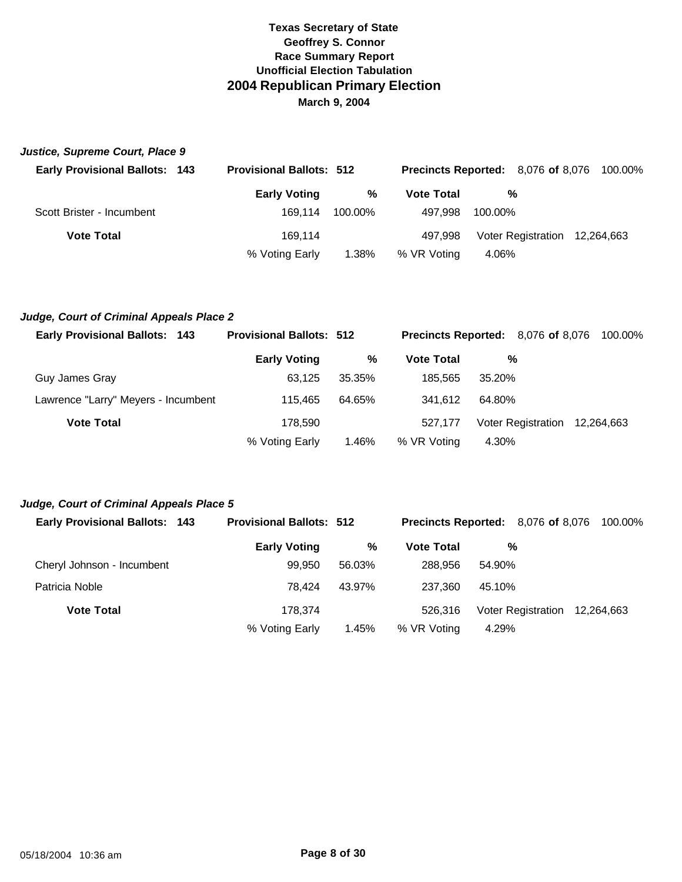**Texas Secretary of State**
**Geoffrey S. Connor**
**Race Summary Report**
**Unofficial Election Tabulation**
# 2004 Republican Primary Election
**March 9, 2004**

### *Justice, Supreme Court, Place 9*

**Early Provisional Ballots: 143** | **Provisional Ballots: 512** | **Precincts Reported:** 8,076 **of** 8,076 100.00%

| | Early Voting | % | Vote Total | % | | |
|---|---|---|---|---|---|---|
| Scott Brister - Incumbent | 169,114 | 100.00% | 497,998 | 100.00% | | |
| **Vote Total** | 169,114 | | 497,998 | Voter Registration | 12,264,663 | |
| | % Voting Early | 1.38% | % VR Voting | 4.06% | | |

### *Judge, Court of Criminal Appeals Place 2*

**Early Provisional Ballots: 143** | **Provisional Ballots: 512** | **Precincts Reported:** 8,076 **of** 8,076 100.00%

| | Early Voting | % | Vote Total | % | |
|---|---|---|---|---|---|
| Guy James Gray | 63,125 | 35.35% | 185,565 | 35.20% | |
| Lawrence "Larry" Meyers - Incumbent | 115,465 | 64.65% | 341,612 | 64.80% | |
| **Vote Total** | 178,590 | | 527,177 | Voter Registration | 12,264,663 |
| | % Voting Early | 1.46% | % VR Voting | 4.30% | |

### *Judge, Court of Criminal Appeals Place 5*

**Early Provisional Ballots: 143** | **Provisional Ballots: 512** | **Precincts Reported:** 8,076 **of** 8,076 100.00%

| | Early Voting | % | Vote Total | % | |
|---|---|---|---|---|---|
| Cheryl Johnson - Incumbent | 99,950 | 56.03% | 288,956 | 54.90% | |
| Patricia Noble | 78,424 | 43.97% | 237,360 | 45.10% | |
| **Vote Total** | 178,374 | | 526,316 | Voter Registration | 12,264,663 |
| | % Voting Early | 1.45% | % VR Voting | 4.29% | |

05/18/2004 10:36 am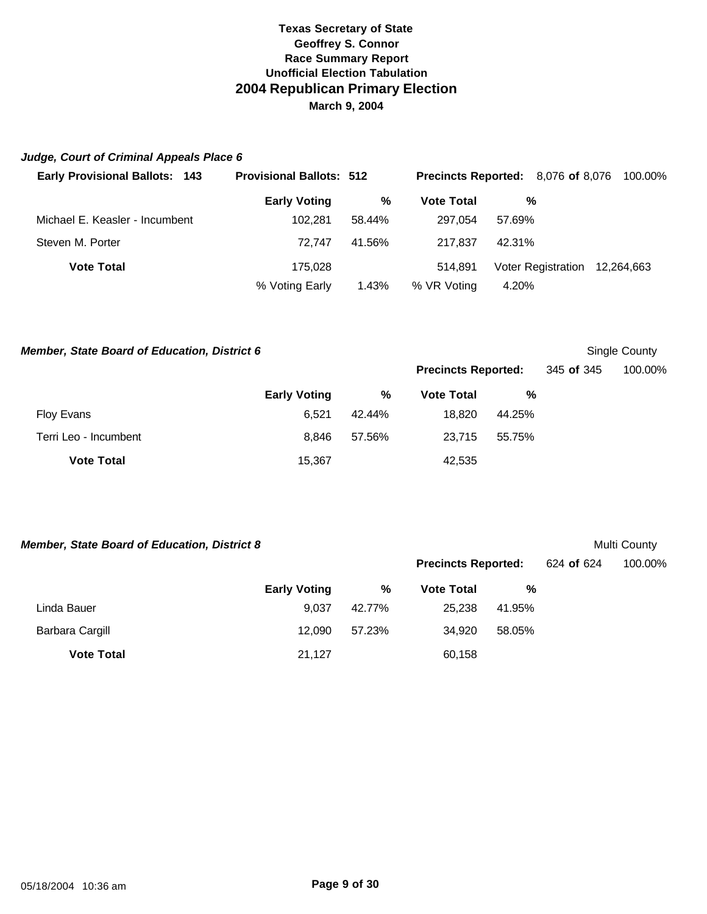**Texas Secretary of State**
**Geoffrey S. Connor**
**Race Summary Report**
**Unofficial Election Tabulation**

# 2004 Republican Primary Election

**March 9, 2004**

### *Judge, Court of Criminal Appeals Place 6*

**Early Provisional Ballots: 143** | **Provisional Ballots: 512** | **Precincts Reported:** 8,076 **of** 8,076 100.00%

| | Early Voting | % | Vote Total | % | | |
|---|---|---|---|---|---|---|
| Michael E. Keasler - Incumbent | 102,281 | 58.44% | 297,054 | 57.69% | | |
| Steven M. Porter | 72,747 | 41.56% | 217,837 | 42.31% | | |
| **Vote Total** | 175,028 | | 514,891 | | Voter Registration | 12,264,663 |
| | % Voting Early | 1.43% | % VR Voting | 4.20% | | |

### *Member, State Board of Education, District 6*

Single County

**Precincts Reported:** 345 **of** 345 100.00%

| | Early Voting | % | Vote Total | % |
|---|---|---|---|---|
| Floy Evans | 6,521 | 42.44% | 18,820 | 44.25% |
| Terri Leo - Incumbent | 8,846 | 57.56% | 23,715 | 55.75% |
| **Vote Total** | 15,367 | | 42,535 | |

### *Member, State Board of Education, District 8*

Multi County

**Precincts Reported:** 624 **of** 624 100.00%

| | Early Voting | % | Vote Total | % |
|---|---|---|---|---|
| Linda Bauer | 9,037 | 42.77% | 25,238 | 41.95% |
| Barbara Cargill | 12,090 | 57.23% | 34,920 | 58.05% |
| **Vote Total** | 21,127 | | 60,158 | |

05/18/2004 10:36 am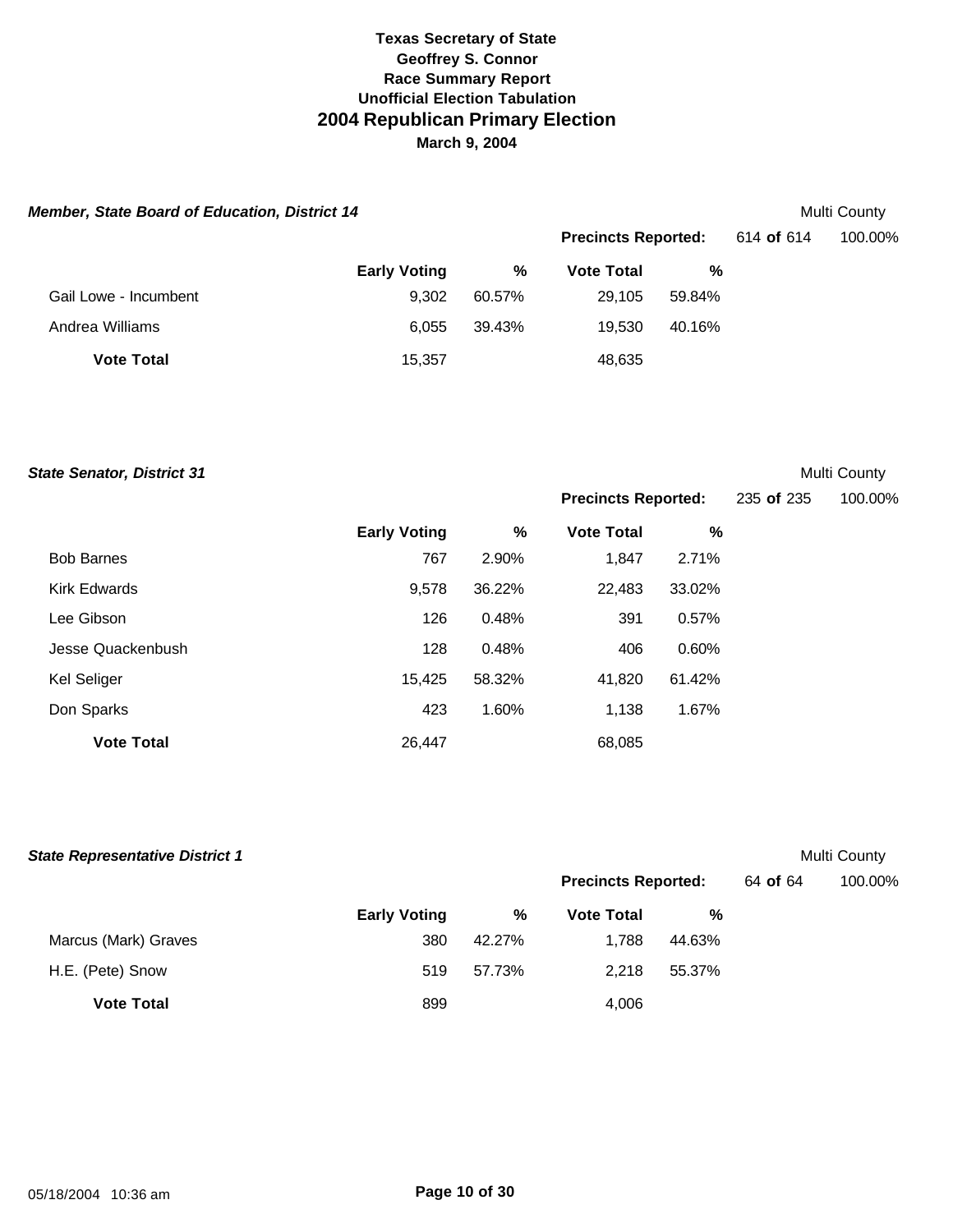**Texas Secretary of State**
**Geoffrey S. Connor**
**Race Summary Report**
**Unofficial Election Tabulation**

# 2004 Republican Primary Election

**March 9, 2004**

### *Member, State Board of Education, District 14*

Multi County

**Precincts Reported:** 614 **of** 614 100.00%

| | Early Voting | % | Vote Total | % |
|---|---|---|---|---|
| Gail Lowe - Incumbent | 9,302 | 60.57% | 29,105 | 59.84% |
| Andrea Williams | 6,055 | 39.43% | 19,530 | 40.16% |
| **Vote Total** | 15,357 | | 48,635 | |

### *State Senator, District 31*

Multi County

**Precincts Reported:** 235 **of** 235 100.00%

| | Early Voting | % | Vote Total | % |
|---|---|---|---|---|
| Bob Barnes | 767 | 2.90% | 1,847 | 2.71% |
| Kirk Edwards | 9,578 | 36.22% | 22,483 | 33.02% |
| Lee Gibson | 126 | 0.48% | 391 | 0.57% |
| Jesse Quackenbush | 128 | 0.48% | 406 | 0.60% |
| Kel Seliger | 15,425 | 58.32% | 41,820 | 61.42% |
| Don Sparks | 423 | 1.60% | 1,138 | 1.67% |
| **Vote Total** | 26,447 | | 68,085 | |

### *State Representative District 1*

Multi County

**Precincts Reported:** 64 **of** 64 100.00%

| | Early Voting | % | Vote Total | % |
|---|---|---|---|---|
| Marcus (Mark) Graves | 380 | 42.27% | 1,788 | 44.63% |
| H.E. (Pete) Snow | 519 | 57.73% | 2,218 | 55.37% |
| **Vote Total** | 899 | | 4,006 | |

05/18/2004 10:36 am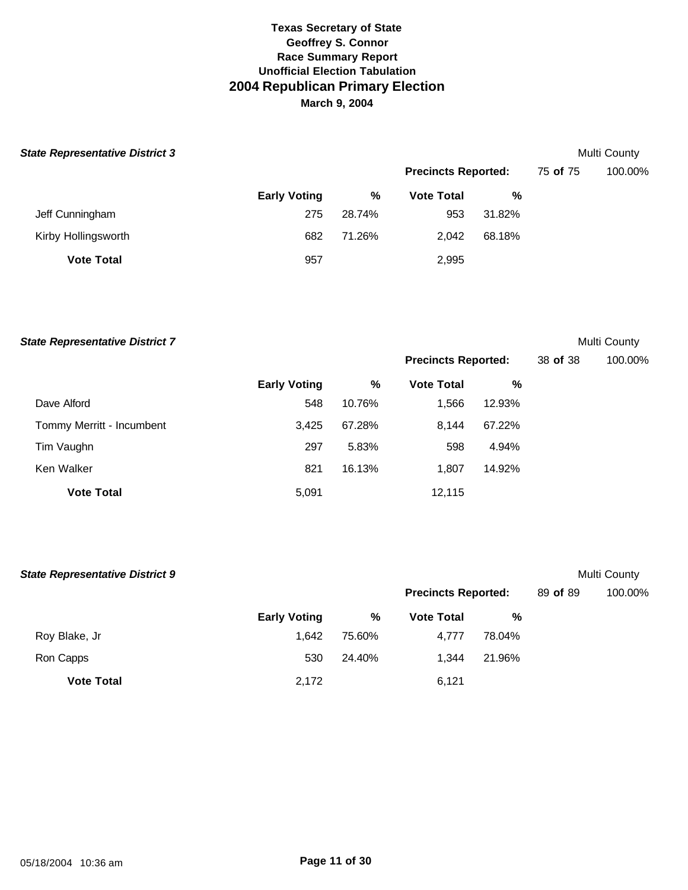# Texas Secretary of State
## Geoffrey S. Connor
### Race Summary Report
### Unofficial Election Tabulation
# 2004 Republican Primary Election
**March 9, 2004**

***State Representative District 3*** — Multi County

**Precincts Reported:** 75 **of** 75 — 100.00%

| | Early Voting | % | Vote Total | % |
|---|---|---|---|---|
| Jeff Cunningham | 275 | 28.74% | 953 | 31.82% |
| Kirby Hollingsworth | 682 | 71.26% | 2,042 | 68.18% |
| **Vote Total** | 957 | | 2,995 | |

***State Representative District 7*** — Multi County

**Precincts Reported:** 38 **of** 38 — 100.00%

| | Early Voting | % | Vote Total | % |
|---|---|---|---|---|
| Dave Alford | 548 | 10.76% | 1,566 | 12.93% |
| Tommy Merritt - Incumbent | 3,425 | 67.28% | 8,144 | 67.22% |
| Tim Vaughn | 297 | 5.83% | 598 | 4.94% |
| Ken Walker | 821 | 16.13% | 1,807 | 14.92% |
| **Vote Total** | 5,091 | | 12,115 | |

***State Representative District 9*** — Multi County

**Precincts Reported:** 89 **of** 89 — 100.00%

| | Early Voting | % | Vote Total | % |
|---|---|---|---|---|
| Roy Blake, Jr | 1,642 | 75.60% | 4,777 | 78.04% |
| Ron Capps | 530 | 24.40% | 1,344 | 21.96% |
| **Vote Total** | 2,172 | | 6,121 | |

05/18/2004 10:36 am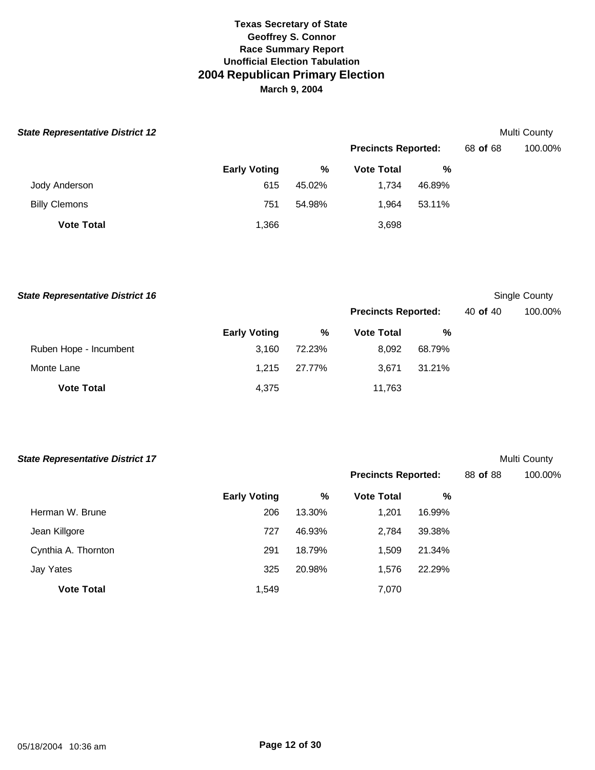**Texas Secretary of State**
**Geoffrey S. Connor**
**Race Summary Report**
**Unofficial Election Tabulation**

# 2004 Republican Primary Election

**March 9, 2004**

### *State Representative District 12*

Multi County

**Precincts Reported:** 68 **of** 68 100.00%

| | Early Voting | % | Vote Total | % |
|---|---|---|---|---|
| Jody Anderson | 615 | 45.02% | 1,734 | 46.89% |
| Billy Clemons | 751 | 54.98% | 1,964 | 53.11% |
| **Vote Total** | 1,366 | | 3,698 | |

### *State Representative District 16*

Single County

**Precincts Reported:** 40 **of** 40 100.00%

| | Early Voting | % | Vote Total | % |
|---|---|---|---|---|
| Ruben Hope - Incumbent | 3,160 | 72.23% | 8,092 | 68.79% |
| Monte Lane | 1,215 | 27.77% | 3,671 | 31.21% |
| **Vote Total** | 4,375 | | 11,763 | |

### *State Representative District 17*

Multi County

**Precincts Reported:** 88 **of** 88 100.00%

| | Early Voting | % | Vote Total | % |
|---|---|---|---|---|
| Herman W. Brune | 206 | 13.30% | 1,201 | 16.99% |
| Jean Killgore | 727 | 46.93% | 2,784 | 39.38% |
| Cynthia A. Thornton | 291 | 18.79% | 1,509 | 21.34% |
| Jay Yates | 325 | 20.98% | 1,576 | 22.29% |
| **Vote Total** | 1,549 | | 7,070 | |

05/18/2004 10:36 am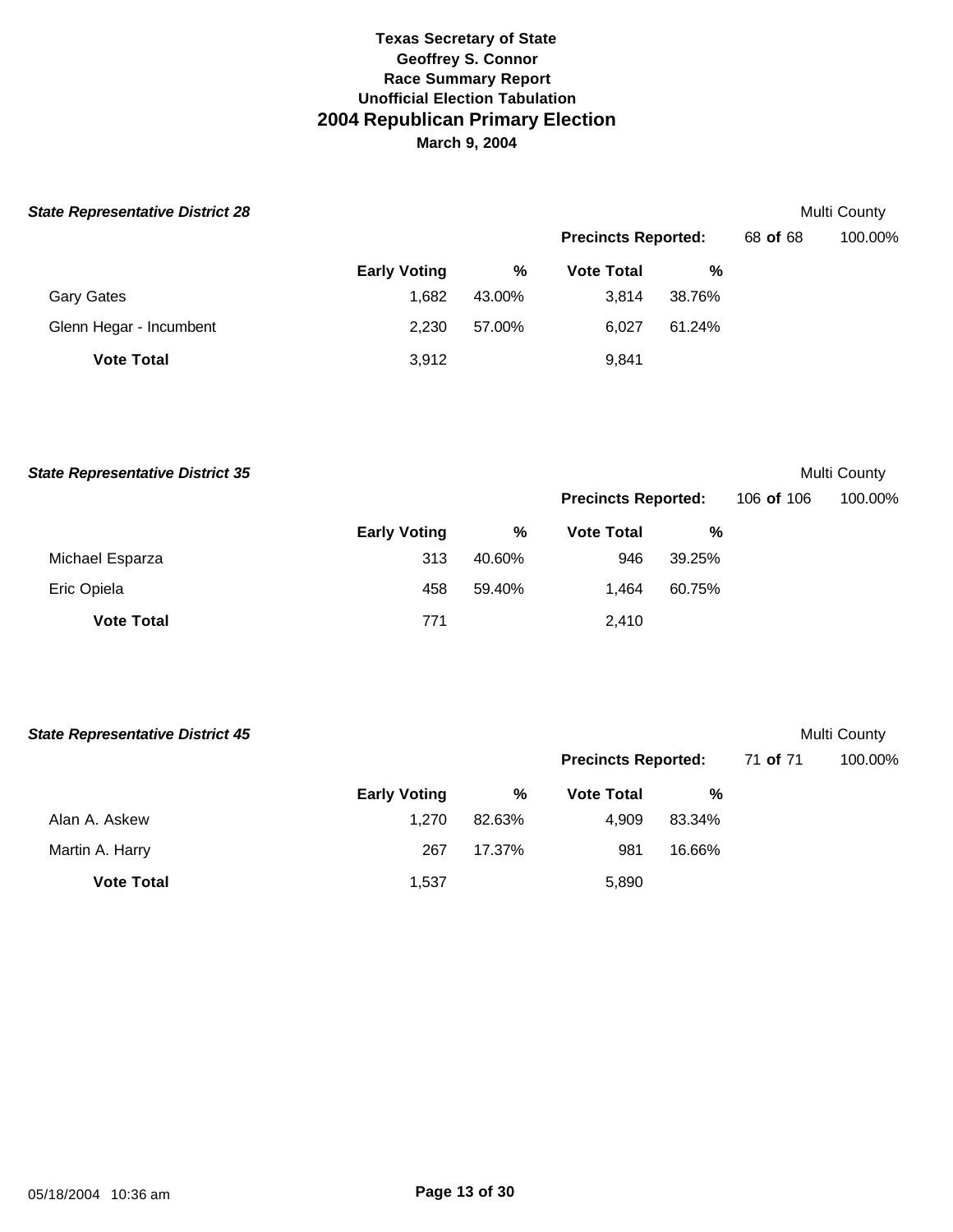**Texas Secretary of State**
**Geoffrey S. Connor**
**Race Summary Report**
**Unofficial Election Tabulation**
## 2004 Republican Primary Election
**March 9, 2004**

### *State Representative District 28*

Multi County

**Precincts Reported:** 68 **of** 68 100.00%

| | Early Voting | % | Vote Total | % |
|---|---|---|---|---|
| Gary Gates | 1,682 | 43.00% | 3,814 | 38.76% |
| Glenn Hegar - Incumbent | 2,230 | 57.00% | 6,027 | 61.24% |
| **Vote Total** | 3,912 | | 9,841 | |

### *State Representative District 35*

Multi County

**Precincts Reported:** 106 **of** 106 100.00%

| | Early Voting | % | Vote Total | % |
|---|---|---|---|---|
| Michael Esparza | 313 | 40.60% | 946 | 39.25% |
| Eric Opiela | 458 | 59.40% | 1,464 | 60.75% |
| **Vote Total** | 771 | | 2,410 | |

### *State Representative District 45*

Multi County

**Precincts Reported:** 71 **of** 71 100.00%

| | Early Voting | % | Vote Total | % |
|---|---|---|---|---|
| Alan A. Askew | 1,270 | 82.63% | 4,909 | 83.34% |
| Martin A. Harry | 267 | 17.37% | 981 | 16.66% |
| **Vote Total** | 1,537 | | 5,890 | |

05/18/2004 10:36 am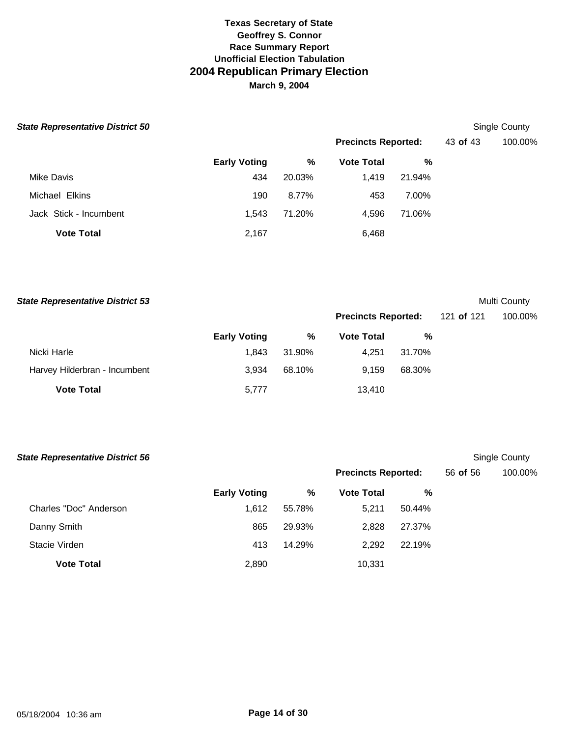# Texas Secretary of State
## Geoffrey S. Connor
### Race Summary Report
### Unofficial Election Tabulation
# 2004 Republican Primary Election
**March 9, 2004**

***State Representative District 50*** — Single County

**Precincts Reported:** 43 **of** 43 — 100.00%

| | Early Voting | % | Vote Total | % |
|---|---|---|---|---|
| Mike Davis | 434 | 20.03% | 1,419 | 21.94% |
| Michael Elkins | 190 | 8.77% | 453 | 7.00% |
| Jack Stick - Incumbent | 1,543 | 71.20% | 4,596 | 71.06% |
| **Vote Total** | 2,167 | | 6,468 | |

***State Representative District 53*** — Multi County

**Precincts Reported:** 121 **of** 121 — 100.00%

| | Early Voting | % | Vote Total | % |
|---|---|---|---|---|
| Nicki Harle | 1,843 | 31.90% | 4,251 | 31.70% |
| Harvey Hilderbran - Incumbent | 3,934 | 68.10% | 9,159 | 68.30% |
| **Vote Total** | 5,777 | | 13,410 | |

***State Representative District 56*** — Single County

**Precincts Reported:** 56 **of** 56 — 100.00%

| | Early Voting | % | Vote Total | % |
|---|---|---|---|---|
| Charles "Doc" Anderson | 1,612 | 55.78% | 5,211 | 50.44% |
| Danny Smith | 865 | 29.93% | 2,828 | 27.37% |
| Stacie Virden | 413 | 14.29% | 2,292 | 22.19% |
| **Vote Total** | 2,890 | | 10,331 | |

05/18/2004 10:36 am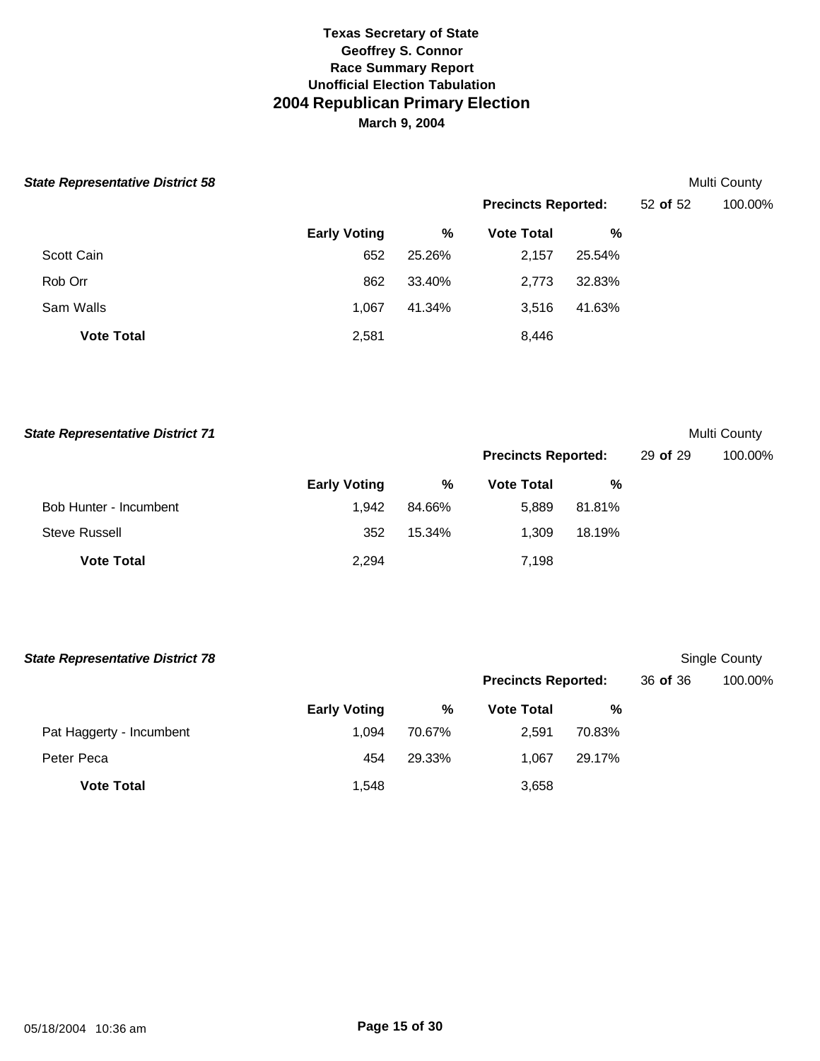**Texas Secretary of State**
**Geoffrey S. Connor**
**Race Summary Report**
**Unofficial Election Tabulation**

# 2004 Republican Primary Election

**March 9, 2004**

### *State Representative District 58*

Multi County

**Precincts Reported:** 52 **of** 52 100.00%

| | Early Voting | % | Vote Total | % |
|---|---|---|---|---|
| Scott Cain | 652 | 25.26% | 2,157 | 25.54% |
| Rob Orr | 862 | 33.40% | 2,773 | 32.83% |
| Sam Walls | 1,067 | 41.34% | 3,516 | 41.63% |
| **Vote Total** | 2,581 | | 8,446 | |

### *State Representative District 71*

Multi County

**Precincts Reported:** 29 **of** 29 100.00%

| | Early Voting | % | Vote Total | % |
|---|---|---|---|---|
| Bob Hunter - Incumbent | 1,942 | 84.66% | 5,889 | 81.81% |
| Steve Russell | 352 | 15.34% | 1,309 | 18.19% |
| **Vote Total** | 2,294 | | 7,198 | |

### *State Representative District 78*

Single County

**Precincts Reported:** 36 **of** 36 100.00%

| | Early Voting | % | Vote Total | % |
|---|---|---|---|---|
| Pat Haggerty - Incumbent | 1,094 | 70.67% | 2,591 | 70.83% |
| Peter Peca | 454 | 29.33% | 1,067 | 29.17% |
| **Vote Total** | 1,548 | | 3,658 | |

05/18/2004 10:36 am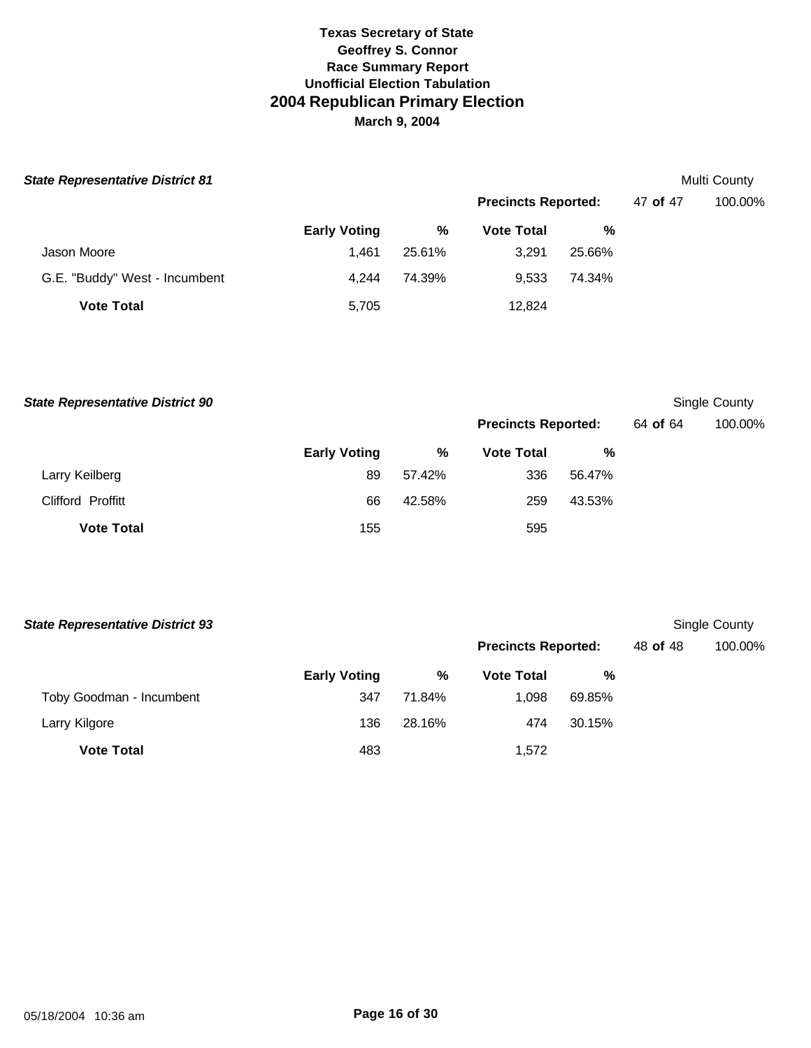**Texas Secretary of State**
**Geoffrey S. Connor**
**Race Summary Report**
**Unofficial Election Tabulation**

# 2004 Republican Primary Election

**March 9, 2004**

***State Representative District 81*** — Multi County

**Precincts Reported:** 47 **of** 47 — 100.00%

| | Early Voting | % | Vote Total | % |
|---|---|---|---|---|
| Jason Moore | 1,461 | 25.61% | 3,291 | 25.66% |
| G.E. "Buddy" West - Incumbent | 4,244 | 74.39% | 9,533 | 74.34% |
| **Vote Total** | 5,705 | | 12,824 | |

***State Representative District 90*** — Single County

**Precincts Reported:** 64 **of** 64 — 100.00%

| | Early Voting | % | Vote Total | % |
|---|---|---|---|---|
| Larry Keilberg | 89 | 57.42% | 336 | 56.47% |
| Clifford Proffitt | 66 | 42.58% | 259 | 43.53% |
| **Vote Total** | 155 | | 595 | |

***State Representative District 93*** — Single County

**Precincts Reported:** 48 **of** 48 — 100.00%

| | Early Voting | % | Vote Total | % |
|---|---|---|---|---|
| Toby Goodman - Incumbent | 347 | 71.84% | 1,098 | 69.85% |
| Larry Kilgore | 136 | 28.16% | 474 | 30.15% |
| **Vote Total** | 483 | | 1,572 | |

05/18/2004 10:36 am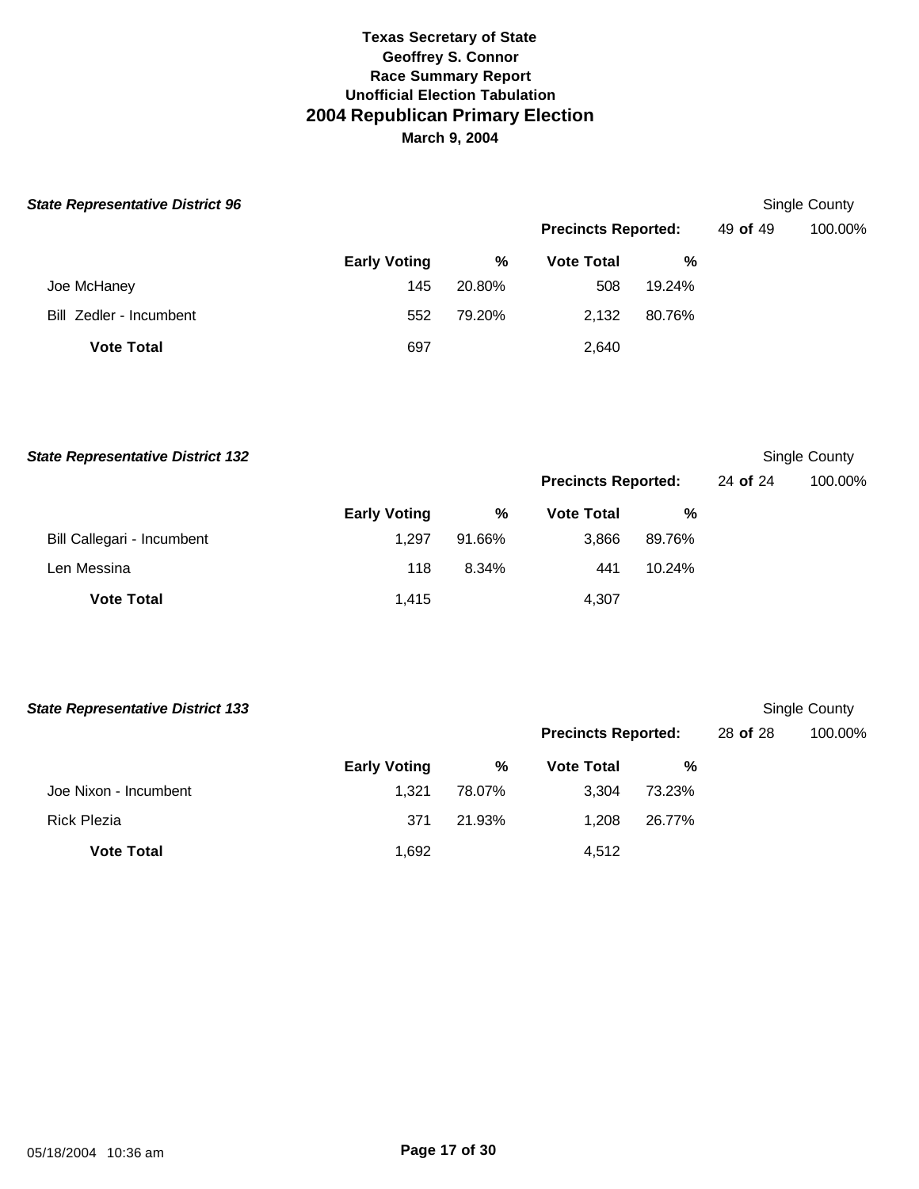**Texas Secretary of State**
**Geoffrey S. Connor**
**Race Summary Report**
**Unofficial Election Tabulation**

# 2004 Republican Primary Election

**March 9, 2004**

### *State Representative District 96*

Single County

**Precincts Reported:** 49 **of** 49 100.00%

| | Early Voting | % | Vote Total | % |
|---|---|---|---|---|
| Joe McHaney | 145 | 20.80% | 508 | 19.24% |
| Bill Zedler - Incumbent | 552 | 79.20% | 2,132 | 80.76% |
| **Vote Total** | 697 | | 2,640 | |

### *State Representative District 132*

Single County

**Precincts Reported:** 24 **of** 24 100.00%

| | Early Voting | % | Vote Total | % |
|---|---|---|---|---|
| Bill Callegari - Incumbent | 1,297 | 91.66% | 3,866 | 89.76% |
| Len Messina | 118 | 8.34% | 441 | 10.24% |
| **Vote Total** | 1,415 | | 4,307 | |

### *State Representative District 133*

Single County

**Precincts Reported:** 28 **of** 28 100.00%

| | Early Voting | % | Vote Total | % |
|---|---|---|---|---|
| Joe Nixon - Incumbent | 1,321 | 78.07% | 3,304 | 73.23% |
| Rick Plezia | 371 | 21.93% | 1,208 | 26.77% |
| **Vote Total** | 1,692 | | 4,512 | |

05/18/2004 10:36 am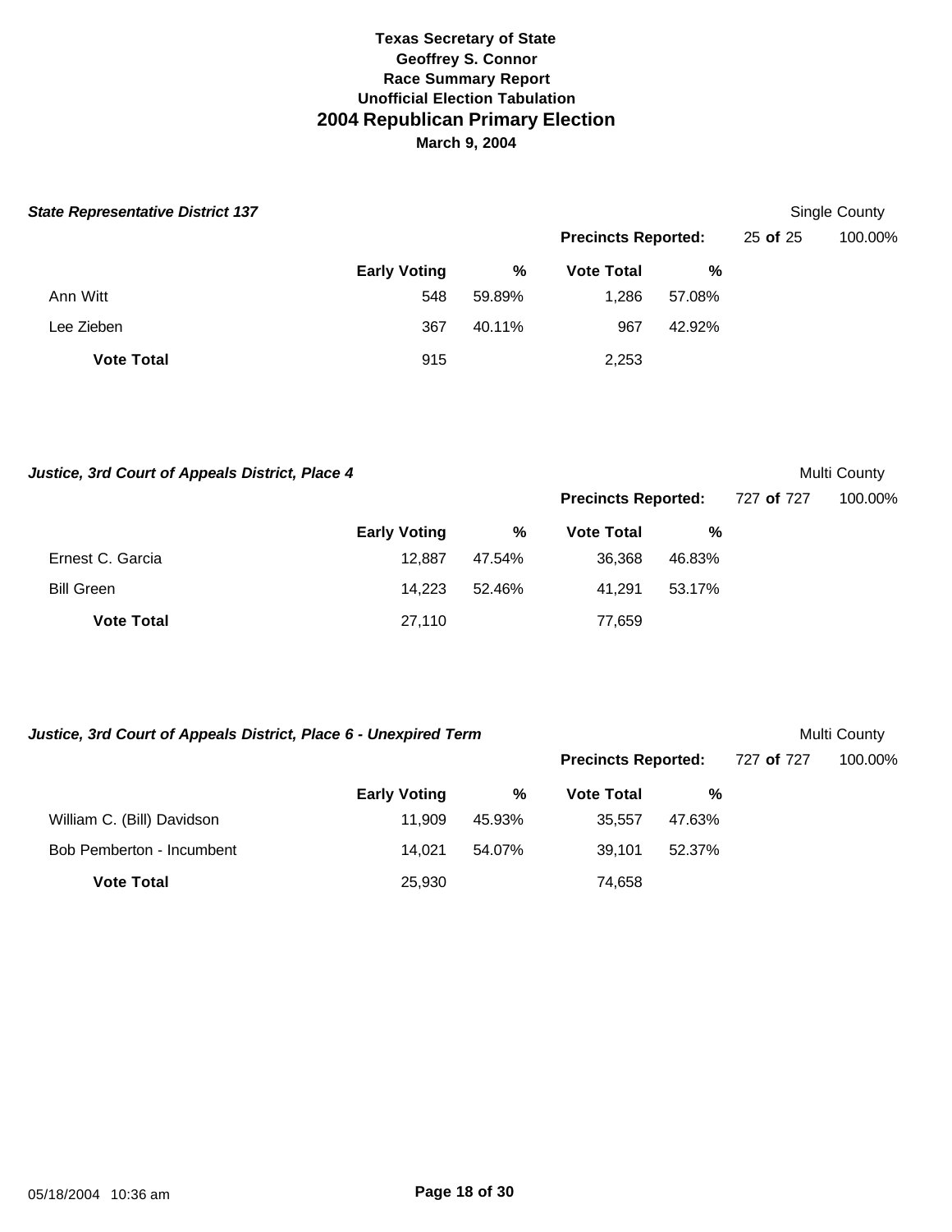# Texas Secretary of State
## Geoffrey S. Connor
### Race Summary Report
### Unofficial Election Tabulation
## 2004 Republican Primary Election
**March 9, 2004**

***State Representative District 137*** — Single County

**Precincts Reported:** 25 **of** 25 — 100.00%

| | Early Voting | % | Vote Total | % |
|---|---|---|---|---|
| Ann Witt | 548 | 59.89% | 1,286 | 57.08% |
| Lee Zieben | 367 | 40.11% | 967 | 42.92% |
| **Vote Total** | 915 | | 2,253 | |

***Justice, 3rd Court of Appeals District, Place 4*** — Multi County

**Precincts Reported:** 727 **of** 727 — 100.00%

| | Early Voting | % | Vote Total | % |
|---|---|---|---|---|
| Ernest C. Garcia | 12,887 | 47.54% | 36,368 | 46.83% |
| Bill Green | 14,223 | 52.46% | 41,291 | 53.17% |
| **Vote Total** | 27,110 | | 77,659 | |

***Justice, 3rd Court of Appeals District, Place 6 - Unexpired Term*** — Multi County

**Precincts Reported:** 727 **of** 727 — 100.00%

| | Early Voting | % | Vote Total | % |
|---|---|---|---|---|
| William C. (Bill) Davidson | 11,909 | 45.93% | 35,557 | 47.63% |
| Bob Pemberton - Incumbent | 14,021 | 54.07% | 39,101 | 52.37% |
| **Vote Total** | 25,930 | | 74,658 | |

05/18/2004 10:36 am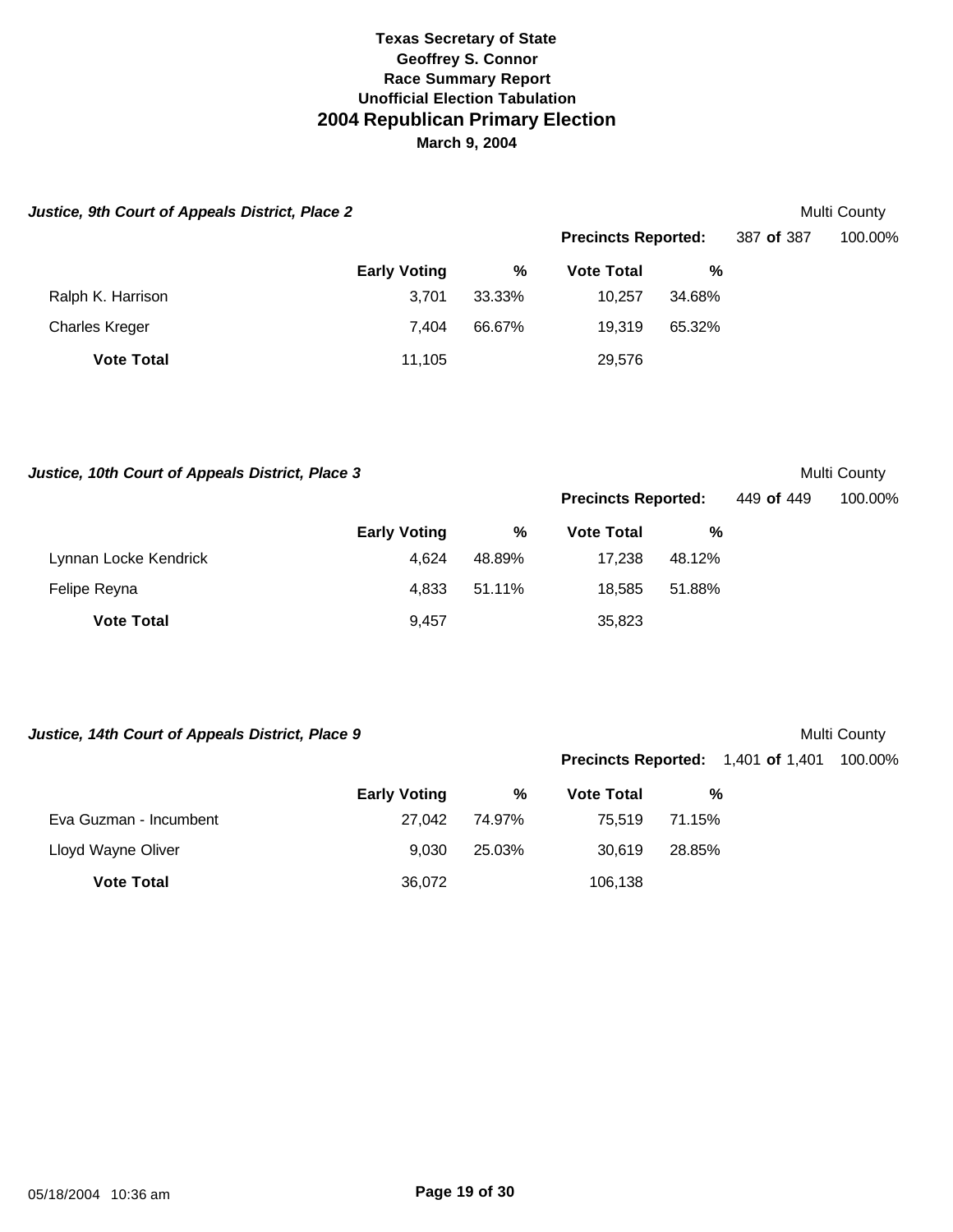# Texas Secretary of State
## Geoffrey S. Connor
### Race Summary Report
### Unofficial Election Tabulation
## 2004 Republican Primary Election
**March 9, 2004**

***Justice, 9th Court of Appeals District, Place 2*** — Multi County

**Precincts Reported:** 387 **of** 387 — 100.00%

| | Early Voting | % | Vote Total | % |
|---|---|---|---|---|
| Ralph K. Harrison | 3,701 | 33.33% | 10,257 | 34.68% |
| Charles Kreger | 7,404 | 66.67% | 19,319 | 65.32% |
| **Vote Total** | 11,105 | | 29,576 | |

***Justice, 10th Court of Appeals District, Place 3*** — Multi County

**Precincts Reported:** 449 **of** 449 — 100.00%

| | Early Voting | % | Vote Total | % |
|---|---|---|---|---|
| Lynnan Locke Kendrick | 4,624 | 48.89% | 17,238 | 48.12% |
| Felipe Reyna | 4,833 | 51.11% | 18,585 | 51.88% |
| **Vote Total** | 9,457 | | 35,823 | |

***Justice, 14th Court of Appeals District, Place 9*** — Multi County

**Precincts Reported:** 1,401 **of** 1,401 — 100.00%

| | Early Voting | % | Vote Total | % |
|---|---|---|---|---|
| Eva Guzman - Incumbent | 27,042 | 74.97% | 75,519 | 71.15% |
| Lloyd Wayne Oliver | 9,030 | 25.03% | 30,619 | 28.85% |
| **Vote Total** | 36,072 | | 106,138 | |

05/18/2004 10:36 am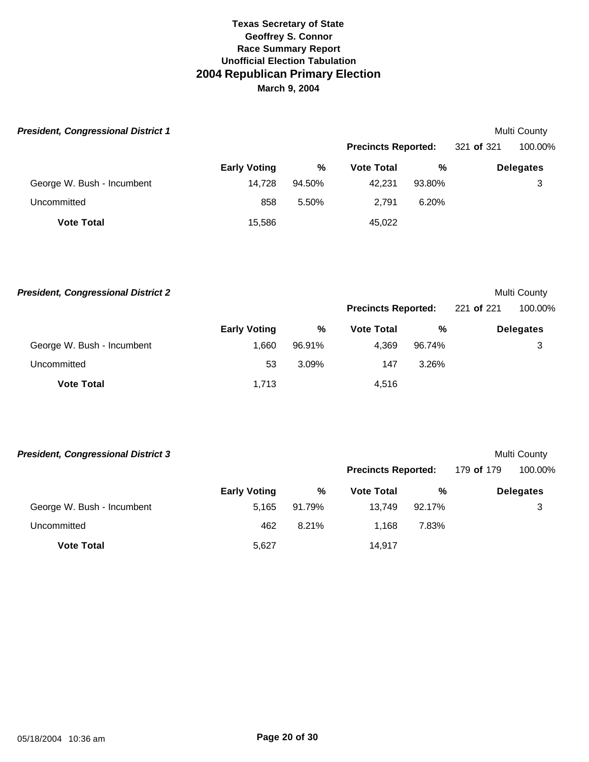**Texas Secretary of State**
**Geoffrey S. Connor**
**Race Summary Report**
**Unofficial Election Tabulation**

# 2004 Republican Primary Election

**March 9, 2004**

***President, Congressional District 1*** — Multi County

**Precincts Reported:** 321 **of** 321 — 100.00%

| | Early Voting | % | Vote Total | % | Delegates |
|---|---|---|---|---|---|
| George W. Bush - Incumbent | 14,728 | 94.50% | 42,231 | 93.80% | 3 |
| Uncommitted | 858 | 5.50% | 2,791 | 6.20% | |
| **Vote Total** | 15,586 | | 45,022 | | |

***President, Congressional District 2*** — Multi County

**Precincts Reported:** 221 **of** 221 — 100.00%

| | Early Voting | % | Vote Total | % | Delegates |
|---|---|---|---|---|---|
| George W. Bush - Incumbent | 1,660 | 96.91% | 4,369 | 96.74% | 3 |
| Uncommitted | 53 | 3.09% | 147 | 3.26% | |
| **Vote Total** | 1,713 | | 4,516 | | |

***President, Congressional District 3*** — Multi County

**Precincts Reported:** 179 **of** 179 — 100.00%

| | Early Voting | % | Vote Total | % | Delegates |
|---|---|---|---|---|---|
| George W. Bush - Incumbent | 5,165 | 91.79% | 13,749 | 92.17% | 3 |
| Uncommitted | 462 | 8.21% | 1,168 | 7.83% | |
| **Vote Total** | 5,627 | | 14,917 | | |

05/18/2004 10:36 am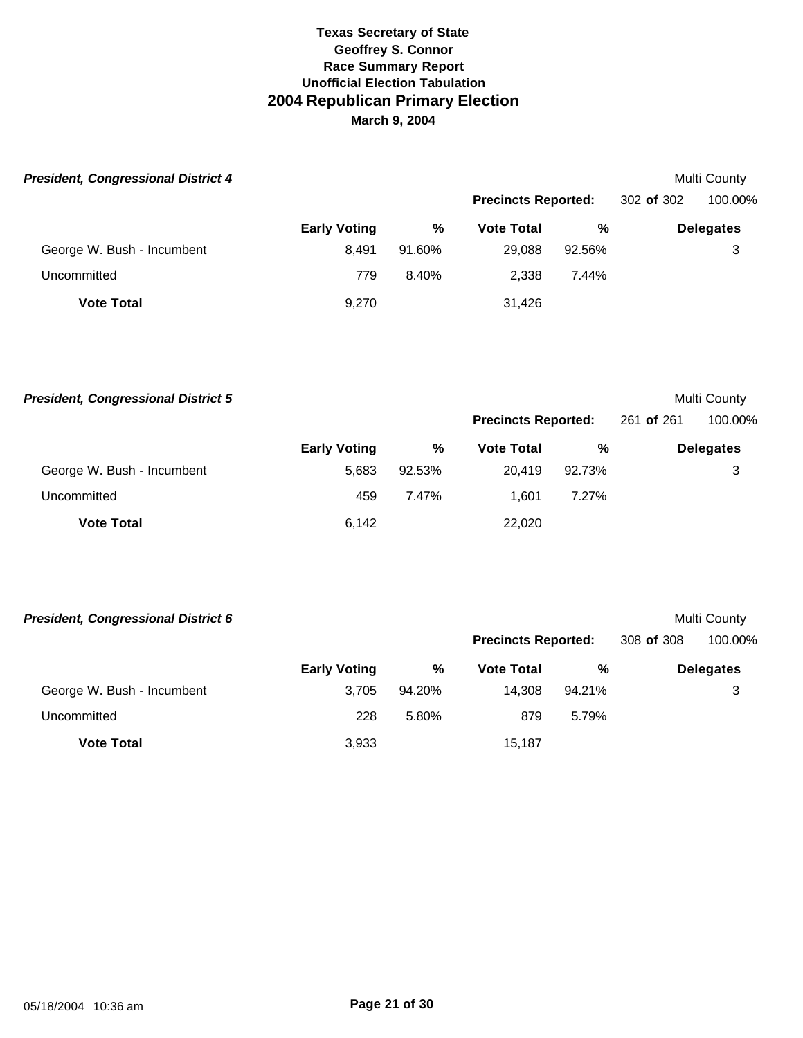**Texas Secretary of State**
**Geoffrey S. Connor**
**Race Summary Report**
**Unofficial Election Tabulation**

# 2004 Republican Primary Election

**March 9, 2004**

***President, Congressional District 4*** — Multi County

**Precincts Reported:** 302 **of** 302 — 100.00%

| | Early Voting | % | Vote Total | % | Delegates |
|---|---|---|---|---|---|
| George W. Bush - Incumbent | 8,491 | 91.60% | 29,088 | 92.56% | 3 |
| Uncommitted | 779 | 8.40% | 2,338 | 7.44% | |
| **Vote Total** | 9,270 | | 31,426 | | |

***President, Congressional District 5*** — Multi County

**Precincts Reported:** 261 **of** 261 — 100.00%

| | Early Voting | % | Vote Total | % | Delegates |
|---|---|---|---|---|---|
| George W. Bush - Incumbent | 5,683 | 92.53% | 20,419 | 92.73% | 3 |
| Uncommitted | 459 | 7.47% | 1,601 | 7.27% | |
| **Vote Total** | 6,142 | | 22,020 | | |

***President, Congressional District 6*** — Multi County

**Precincts Reported:** 308 **of** 308 — 100.00%

| | Early Voting | % | Vote Total | % | Delegates |
|---|---|---|---|---|---|
| George W. Bush - Incumbent | 3,705 | 94.20% | 14,308 | 94.21% | 3 |
| Uncommitted | 228 | 5.80% | 879 | 5.79% | |
| **Vote Total** | 3,933 | | 15,187 | | |

05/18/2004 10:36 am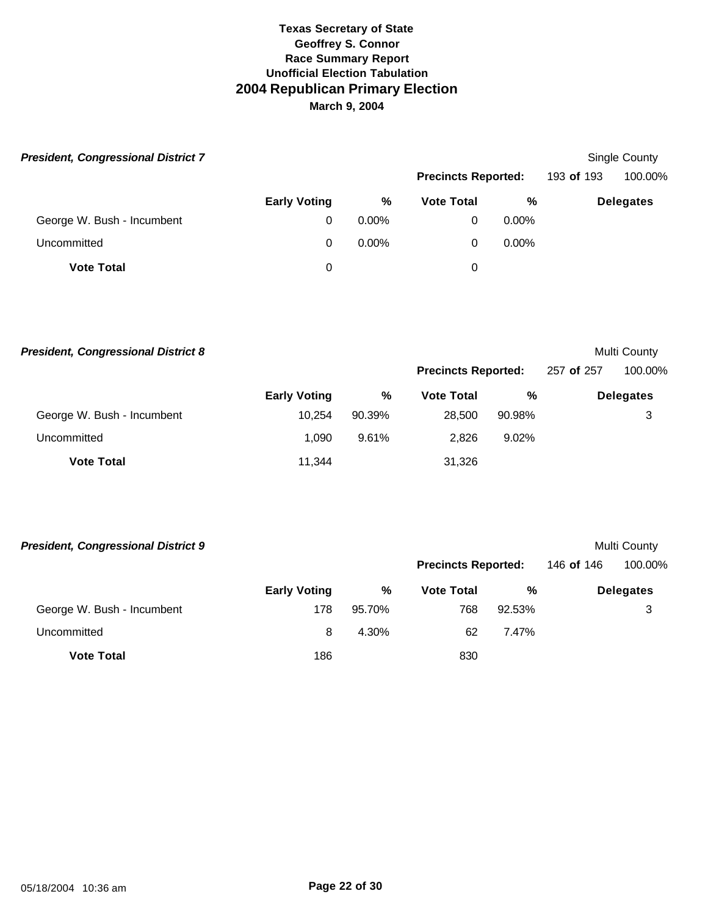**Texas Secretary of State**
**Geoffrey S. Connor**
**Race Summary Report**
**Unofficial Election Tabulation**

# 2004 Republican Primary Election

**March 9, 2004**

***President, Congressional District 7***

Single County

**Precincts Reported:** 193 **of** 193 100.00%

| | Early Voting | % | Vote Total | % | Delegates |
|---|---|---|---|---|---|
| George W. Bush - Incumbent | 0 | 0.00% | 0 | 0.00% | |
| Uncommitted | 0 | 0.00% | 0 | 0.00% | |
| **Vote Total** | 0 | | 0 | | |

***President, Congressional District 8***

Multi County

**Precincts Reported:** 257 **of** 257 100.00%

| | Early Voting | % | Vote Total | % | Delegates |
|---|---|---|---|---|---|
| George W. Bush - Incumbent | 10,254 | 90.39% | 28,500 | 90.98% | 3 |
| Uncommitted | 1,090 | 9.61% | 2,826 | 9.02% | |
| **Vote Total** | 11,344 | | 31,326 | | |

***President, Congressional District 9***

Multi County

**Precincts Reported:** 146 **of** 146 100.00%

| | Early Voting | % | Vote Total | % | Delegates |
|---|---|---|---|---|---|
| George W. Bush - Incumbent | 178 | 95.70% | 768 | 92.53% | 3 |
| Uncommitted | 8 | 4.30% | 62 | 7.47% | |
| **Vote Total** | 186 | | 830 | | |

05/18/2004 10:36 am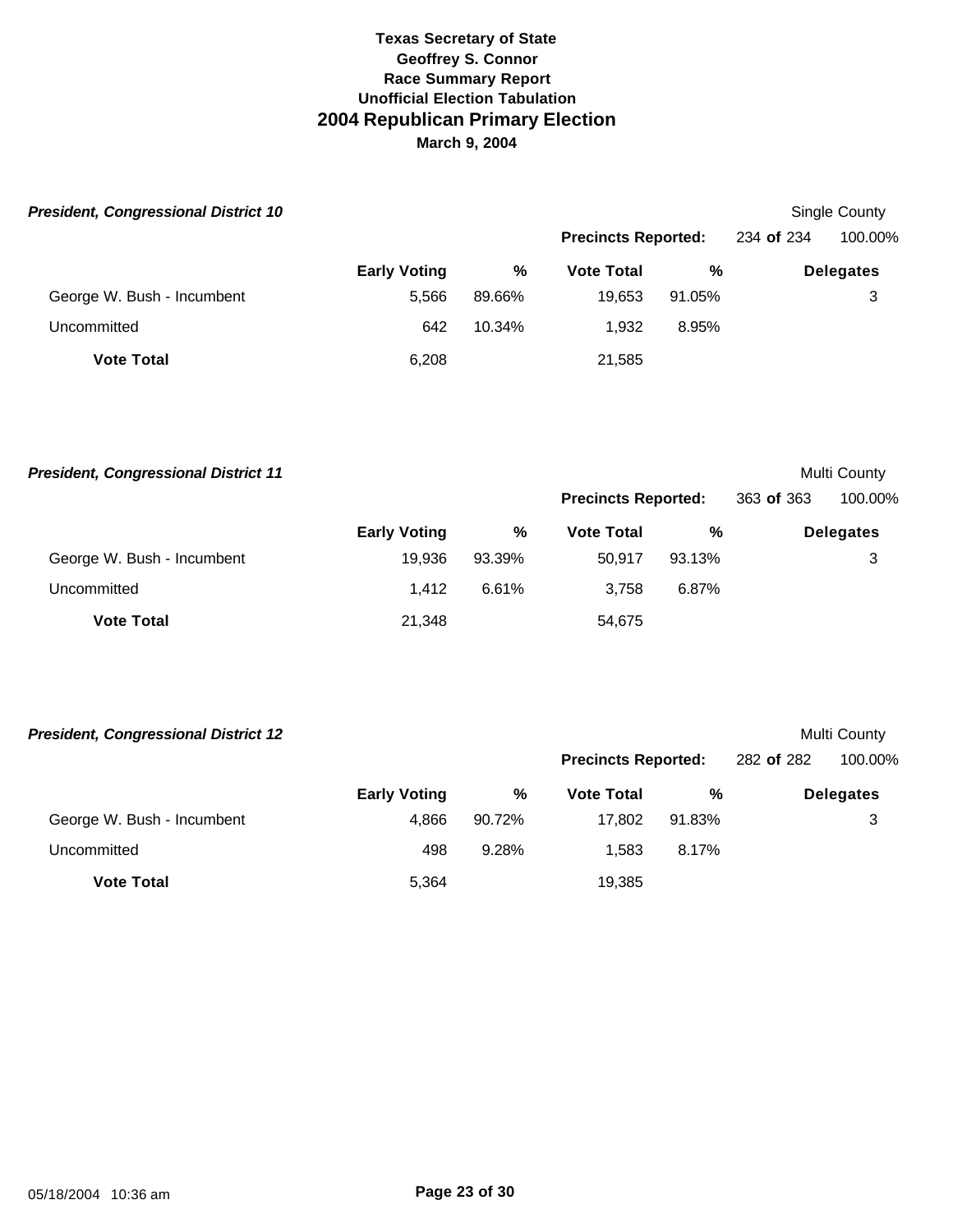**Texas Secretary of State**
**Geoffrey S. Connor**
**Race Summary Report**
**Unofficial Election Tabulation**

# 2004 Republican Primary Election

**March 9, 2004**

### *President, Congressional District 10*

Single County

**Precincts Reported:** 234 **of** 234 100.00%

| | Early Voting | % | Vote Total | % | Delegates |
|---|---|---|---|---|---|
| George W. Bush - Incumbent | 5,566 | 89.66% | 19,653 | 91.05% | 3 |
| Uncommitted | 642 | 10.34% | 1,932 | 8.95% | |
| **Vote Total** | 6,208 | | 21,585 | | |

### *President, Congressional District 11*

Multi County

**Precincts Reported:** 363 **of** 363 100.00%

| | Early Voting | % | Vote Total | % | Delegates |
|---|---|---|---|---|---|
| George W. Bush - Incumbent | 19,936 | 93.39% | 50,917 | 93.13% | 3 |
| Uncommitted | 1,412 | 6.61% | 3,758 | 6.87% | |
| **Vote Total** | 21,348 | | 54,675 | | |

### *President, Congressional District 12*

Multi County

**Precincts Reported:** 282 **of** 282 100.00%

| | Early Voting | % | Vote Total | % | Delegates |
|---|---|---|---|---|---|
| George W. Bush - Incumbent | 4,866 | 90.72% | 17,802 | 91.83% | 3 |
| Uncommitted | 498 | 9.28% | 1,583 | 8.17% | |
| **Vote Total** | 5,364 | | 19,385 | | |

05/18/2004 10:36 am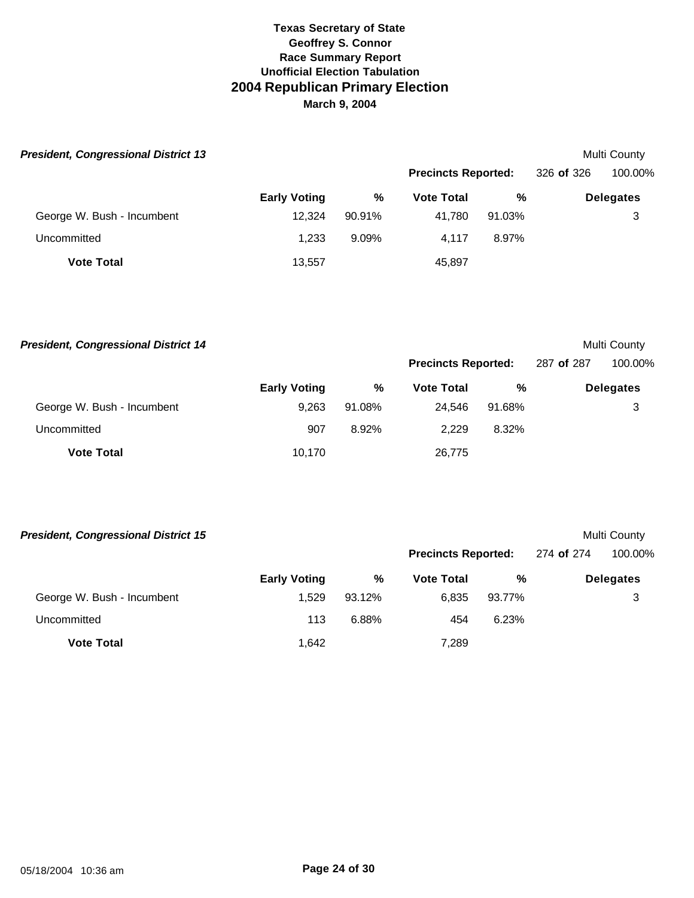**Texas Secretary of State**
**Geoffrey S. Connor**
**Race Summary Report**
**Unofficial Election Tabulation**

# 2004 Republican Primary Election

**March 9, 2004**

### *President, Congressional District 13*

Multi County

**Precincts Reported:** 326 **of** 326 100.00%

| | Early Voting | % | Vote Total | % | Delegates |
|---|---|---|---|---|---|
| George W. Bush - Incumbent | 12,324 | 90.91% | 41,780 | 91.03% | 3 |
| Uncommitted | 1,233 | 9.09% | 4,117 | 8.97% | |
| **Vote Total** | 13,557 | | 45,897 | | |

### *President, Congressional District 14*

Multi County

**Precincts Reported:** 287 **of** 287 100.00%

| | Early Voting | % | Vote Total | % | Delegates |
|---|---|---|---|---|---|
| George W. Bush - Incumbent | 9,263 | 91.08% | 24,546 | 91.68% | 3 |
| Uncommitted | 907 | 8.92% | 2,229 | 8.32% | |
| **Vote Total** | 10,170 | | 26,775 | | |

### *President, Congressional District 15*

Multi County

**Precincts Reported:** 274 **of** 274 100.00%

| | Early Voting | % | Vote Total | % | Delegates |
|---|---|---|---|---|---|
| George W. Bush - Incumbent | 1,529 | 93.12% | 6,835 | 93.77% | 3 |
| Uncommitted | 113 | 6.88% | 454 | 6.23% | |
| **Vote Total** | 1,642 | | 7,289 | | |

05/18/2004 10:36 am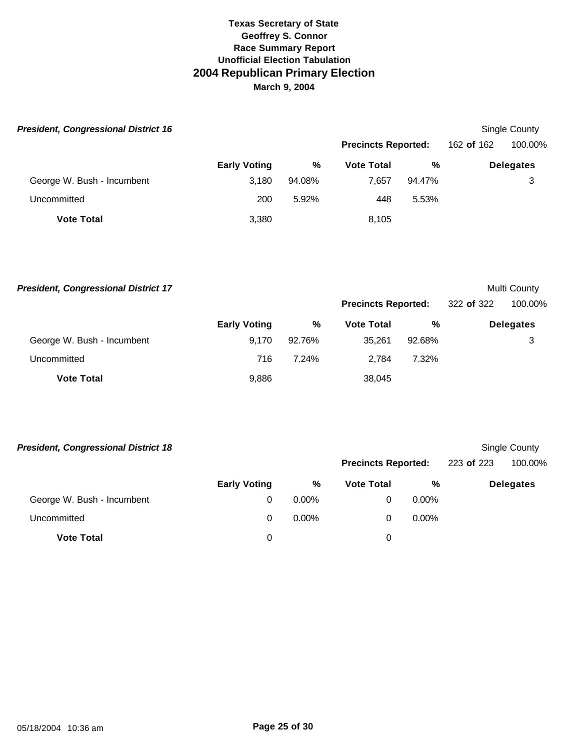**Texas Secretary of State**
**Geoffrey S. Connor**
**Race Summary Report**
**Unofficial Election Tabulation**

# 2004 Republican Primary Election

**March 9, 2004**

***President, Congressional District 16***

Single County

**Precincts Reported:** 162 **of** 162 100.00%

| | Early Voting | % | Vote Total | % | Delegates |
|---|---|---|---|---|---|
| George W. Bush - Incumbent | 3,180 | 94.08% | 7,657 | 94.47% | 3 |
| Uncommitted | 200 | 5.92% | 448 | 5.53% | |
| **Vote Total** | 3,380 | | 8,105 | | |

***President, Congressional District 17***

Multi County

**Precincts Reported:** 322 **of** 322 100.00%

| | Early Voting | % | Vote Total | % | Delegates |
|---|---|---|---|---|---|
| George W. Bush - Incumbent | 9,170 | 92.76% | 35,261 | 92.68% | 3 |
| Uncommitted | 716 | 7.24% | 2,784 | 7.32% | |
| **Vote Total** | 9,886 | | 38,045 | | |

***President, Congressional District 18***

Single County

**Precincts Reported:** 223 **of** 223 100.00%

| | Early Voting | % | Vote Total | % | Delegates |
|---|---|---|---|---|---|
| George W. Bush - Incumbent | 0 | 0.00% | 0 | 0.00% | |
| Uncommitted | 0 | 0.00% | 0 | 0.00% | |
| **Vote Total** | 0 | | 0 | | |

05/18/2004 10:36 am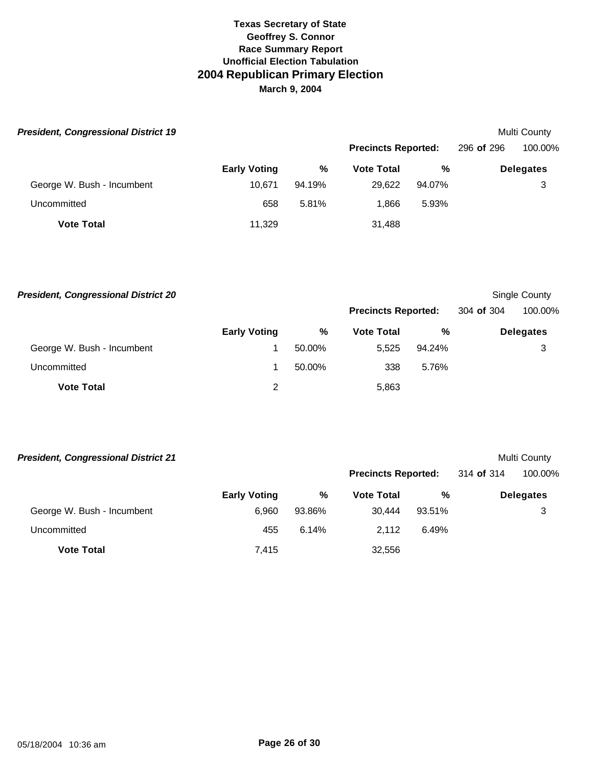**Texas Secretary of State**
**Geoffrey S. Connor**
**Race Summary Report**
**Unofficial Election Tabulation**

# 2004 Republican Primary Election

**March 9, 2004**

***President, Congressional District 19*** — Multi County

**Precincts Reported:** 296 **of** 296 — 100.00%

| | Early Voting | % | Vote Total | % | Delegates |
|---|---|---|---|---|---|
| George W. Bush - Incumbent | 10,671 | 94.19% | 29,622 | 94.07% | 3 |
| Uncommitted | 658 | 5.81% | 1,866 | 5.93% | |
| **Vote Total** | 11,329 | | 31,488 | | |

***President, Congressional District 20*** — Single County

**Precincts Reported:** 304 **of** 304 — 100.00%

| | Early Voting | % | Vote Total | % | Delegates |
|---|---|---|---|---|---|
| George W. Bush - Incumbent | 1 | 50.00% | 5,525 | 94.24% | 3 |
| Uncommitted | 1 | 50.00% | 338 | 5.76% | |
| **Vote Total** | 2 | | 5,863 | | |

***President, Congressional District 21*** — Multi County

**Precincts Reported:** 314 **of** 314 — 100.00%

| | Early Voting | % | Vote Total | % | Delegates |
|---|---|---|---|---|---|
| George W. Bush - Incumbent | 6,960 | 93.86% | 30,444 | 93.51% | 3 |
| Uncommitted | 455 | 6.14% | 2,112 | 6.49% | |
| **Vote Total** | 7,415 | | 32,556 | | |

05/18/2004 10:36 am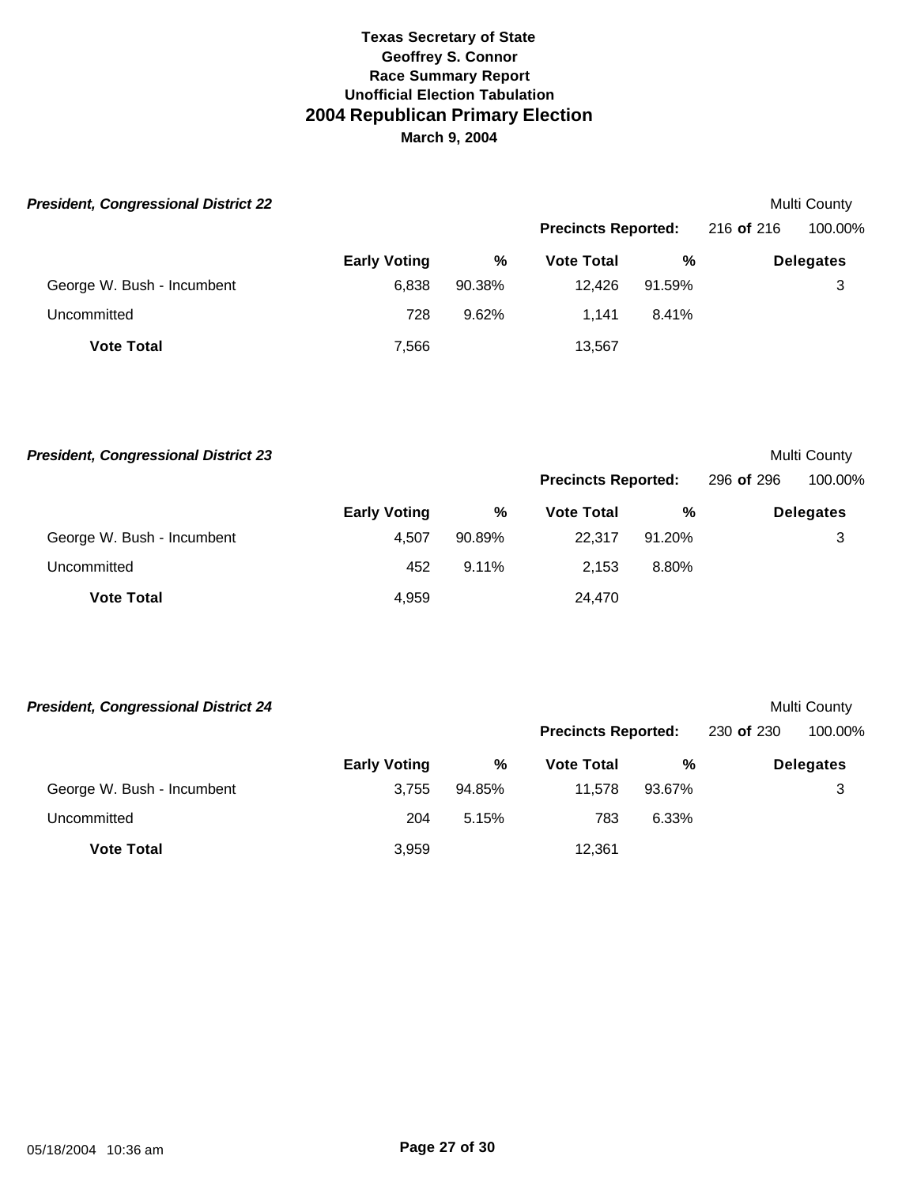**Texas Secretary of State**
**Geoffrey S. Connor**
**Race Summary Report**
**Unofficial Election Tabulation**

# 2004 Republican Primary Election

**March 9, 2004**

***President, Congressional District 22*** — Multi County

**Precincts Reported:** 216 **of** 216 — 100.00%

| | Early Voting | % | Vote Total | % | Delegates |
|---|---|---|---|---|---|
| George W. Bush - Incumbent | 6,838 | 90.38% | 12,426 | 91.59% | 3 |
| Uncommitted | 728 | 9.62% | 1,141 | 8.41% | |
| **Vote Total** | 7,566 | | 13,567 | | |

***President, Congressional District 23*** — Multi County

**Precincts Reported:** 296 **of** 296 — 100.00%

| | Early Voting | % | Vote Total | % | Delegates |
|---|---|---|---|---|---|
| George W. Bush - Incumbent | 4,507 | 90.89% | 22,317 | 91.20% | 3 |
| Uncommitted | 452 | 9.11% | 2,153 | 8.80% | |
| **Vote Total** | 4,959 | | 24,470 | | |

***President, Congressional District 24*** — Multi County

**Precincts Reported:** 230 **of** 230 — 100.00%

| | Early Voting | % | Vote Total | % | Delegates |
|---|---|---|---|---|---|
| George W. Bush - Incumbent | 3,755 | 94.85% | 11,578 | 93.67% | 3 |
| Uncommitted | 204 | 5.15% | 783 | 6.33% | |
| **Vote Total** | 3,959 | | 12,361 | | |

05/18/2004 10:36 am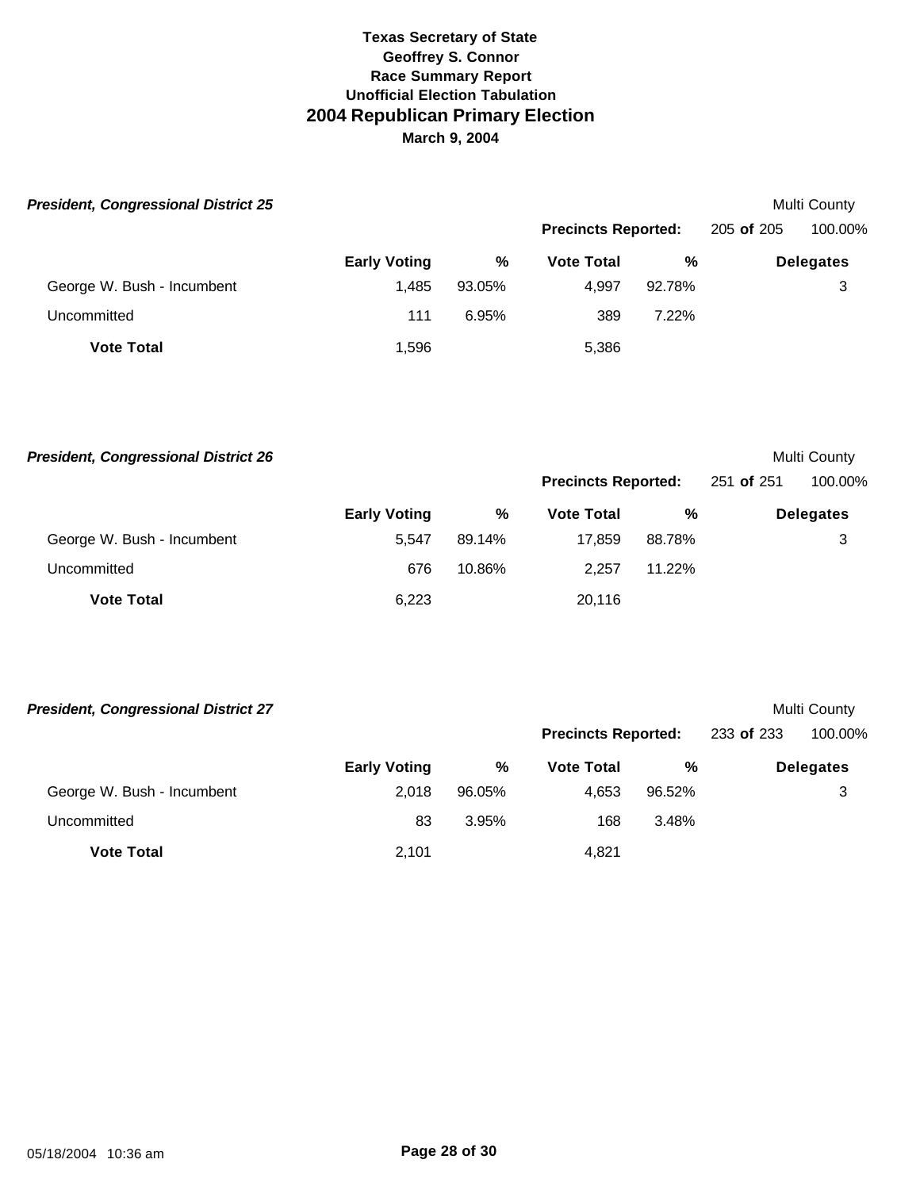**Texas Secretary of State**
**Geoffrey S. Connor**
**Race Summary Report**
**Unofficial Election Tabulation**

# 2004 Republican Primary Election

**March 9, 2004**

***President, Congressional District 25*** — Multi County

**Precincts Reported:** 205 **of** 205 — 100.00%

| | Early Voting | % | Vote Total | % | Delegates |
|---|---|---|---|---|---|
| George W. Bush - Incumbent | 1,485 | 93.05% | 4,997 | 92.78% | 3 |
| Uncommitted | 111 | 6.95% | 389 | 7.22% | |
| **Vote Total** | 1,596 | | 5,386 | | |

***President, Congressional District 26*** — Multi County

**Precincts Reported:** 251 **of** 251 — 100.00%

| | Early Voting | % | Vote Total | % | Delegates |
|---|---|---|---|---|---|
| George W. Bush - Incumbent | 5,547 | 89.14% | 17,859 | 88.78% | 3 |
| Uncommitted | 676 | 10.86% | 2,257 | 11.22% | |
| **Vote Total** | 6,223 | | 20,116 | | |

***President, Congressional District 27*** — Multi County

**Precincts Reported:** 233 **of** 233 — 100.00%

| | Early Voting | % | Vote Total | % | Delegates |
|---|---|---|---|---|---|
| George W. Bush - Incumbent | 2,018 | 96.05% | 4,653 | 96.52% | 3 |
| Uncommitted | 83 | 3.95% | 168 | 3.48% | |
| **Vote Total** | 2,101 | | 4,821 | | |

05/18/2004 10:36 am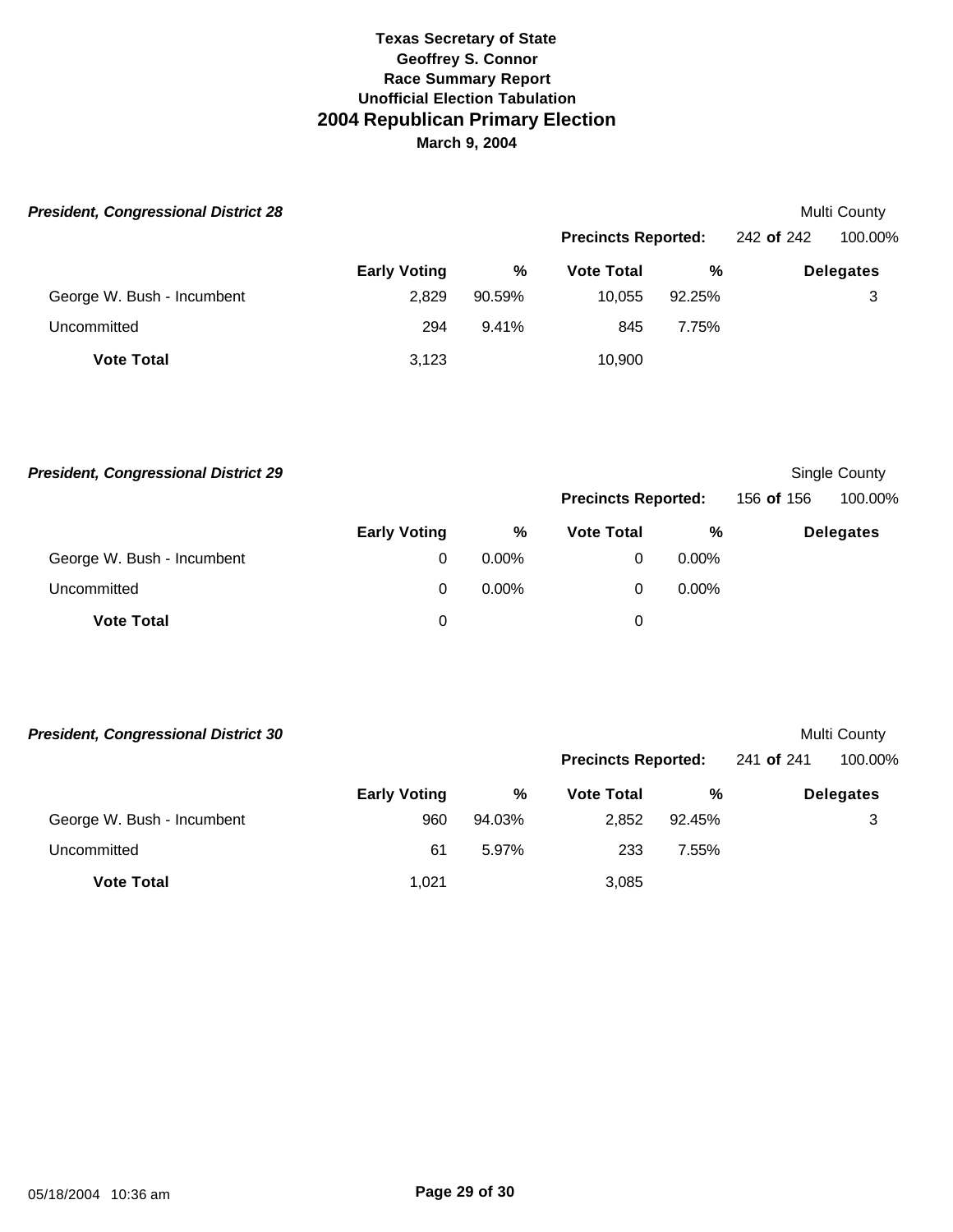**Texas Secretary of State**
**Geoffrey S. Connor**
**Race Summary Report**
**Unofficial Election Tabulation**

# 2004 Republican Primary Election

**March 9, 2004**

### *President, Congressional District 28*

Multi County

**Precincts Reported:** 242 **of** 242 100.00%

| | Early Voting | % | Vote Total | % | Delegates |
|---|---|---|---|---|---|
| George W. Bush - Incumbent | 2,829 | 90.59% | 10,055 | 92.25% | 3 |
| Uncommitted | 294 | 9.41% | 845 | 7.75% | |
| **Vote Total** | 3,123 | | 10,900 | | |

### *President, Congressional District 29*

Single County

**Precincts Reported:** 156 **of** 156 100.00%

| | Early Voting | % | Vote Total | % | Delegates |
|---|---|---|---|---|---|
| George W. Bush - Incumbent | 0 | 0.00% | 0 | 0.00% | |
| Uncommitted | 0 | 0.00% | 0 | 0.00% | |
| **Vote Total** | 0 | | 0 | | |

### *President, Congressional District 30*

Multi County

**Precincts Reported:** 241 **of** 241 100.00%

| | Early Voting | % | Vote Total | % | Delegates |
|---|---|---|---|---|---|
| George W. Bush - Incumbent | 960 | 94.03% | 2,852 | 92.45% | 3 |
| Uncommitted | 61 | 5.97% | 233 | 7.55% | |
| **Vote Total** | 1,021 | | 3,085 | | |

05/18/2004 10:36 am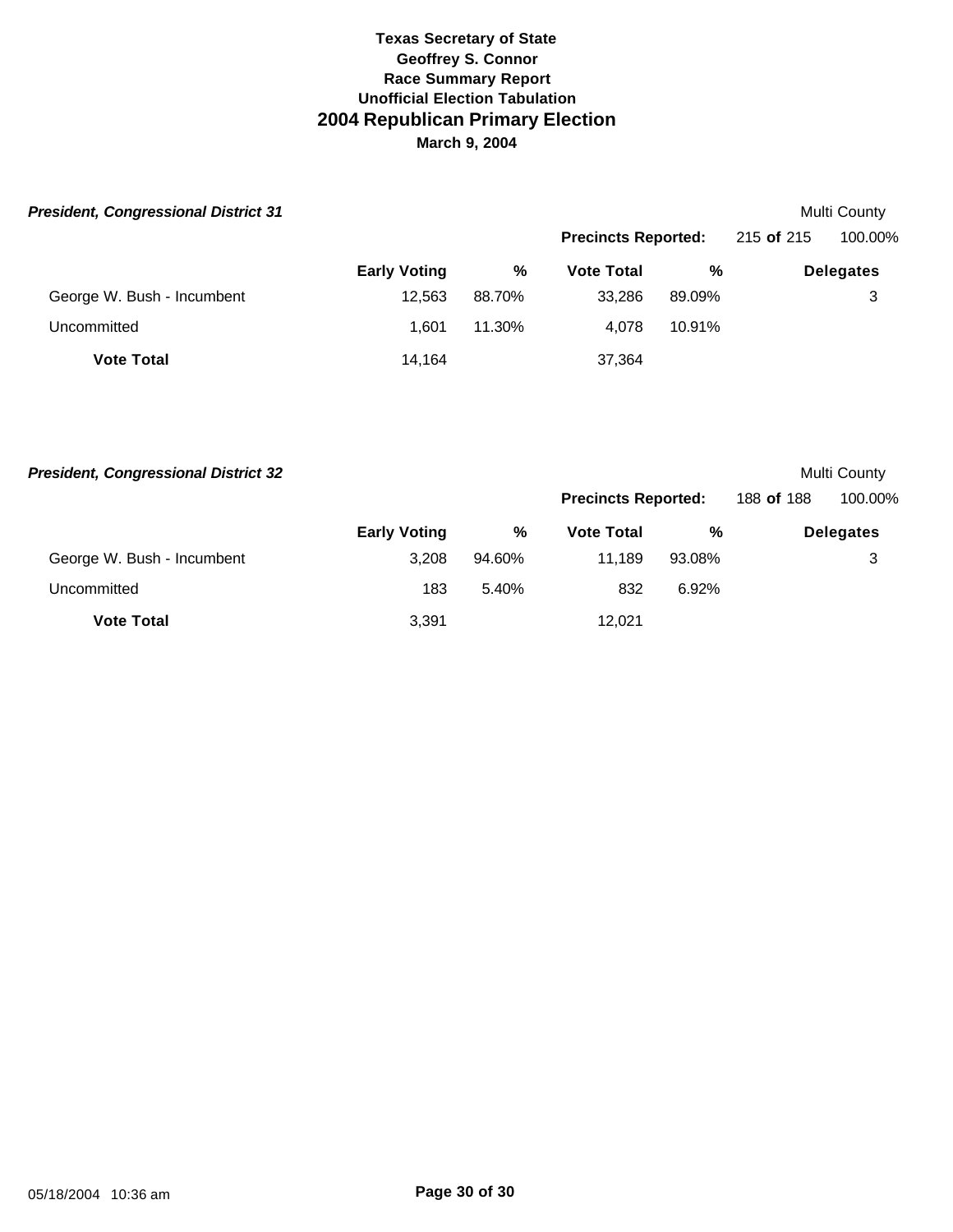**Texas Secretary of State**
**Geoffrey S. Connor**
**Race Summary Report**
**Unofficial Election Tabulation**

# 2004 Republican Primary Election

**March 9, 2004**

***President, Congressional District 31*** Multi County

**Precincts Reported:** 215 **of** 215 100.00%

| | Early Voting | % | Vote Total | % | Delegates |
|---|---|---|---|---|---|
| George W. Bush - Incumbent | 12,563 | 88.70% | 33,286 | 89.09% | 3 |
| Uncommitted | 1,601 | 11.30% | 4,078 | 10.91% | |
| **Vote Total** | 14,164 | | 37,364 | | |

***President, Congressional District 32*** Multi County

**Precincts Reported:** 188 **of** 188 100.00%

| | Early Voting | % | Vote Total | % | Delegates |
|---|---|---|---|---|---|
| George W. Bush - Incumbent | 3,208 | 94.60% | 11,189 | 93.08% | 3 |
| Uncommitted | 183 | 5.40% | 832 | 6.92% | |
| **Vote Total** | 3,391 | | 12,021 | | |

05/18/2004 10:36 am